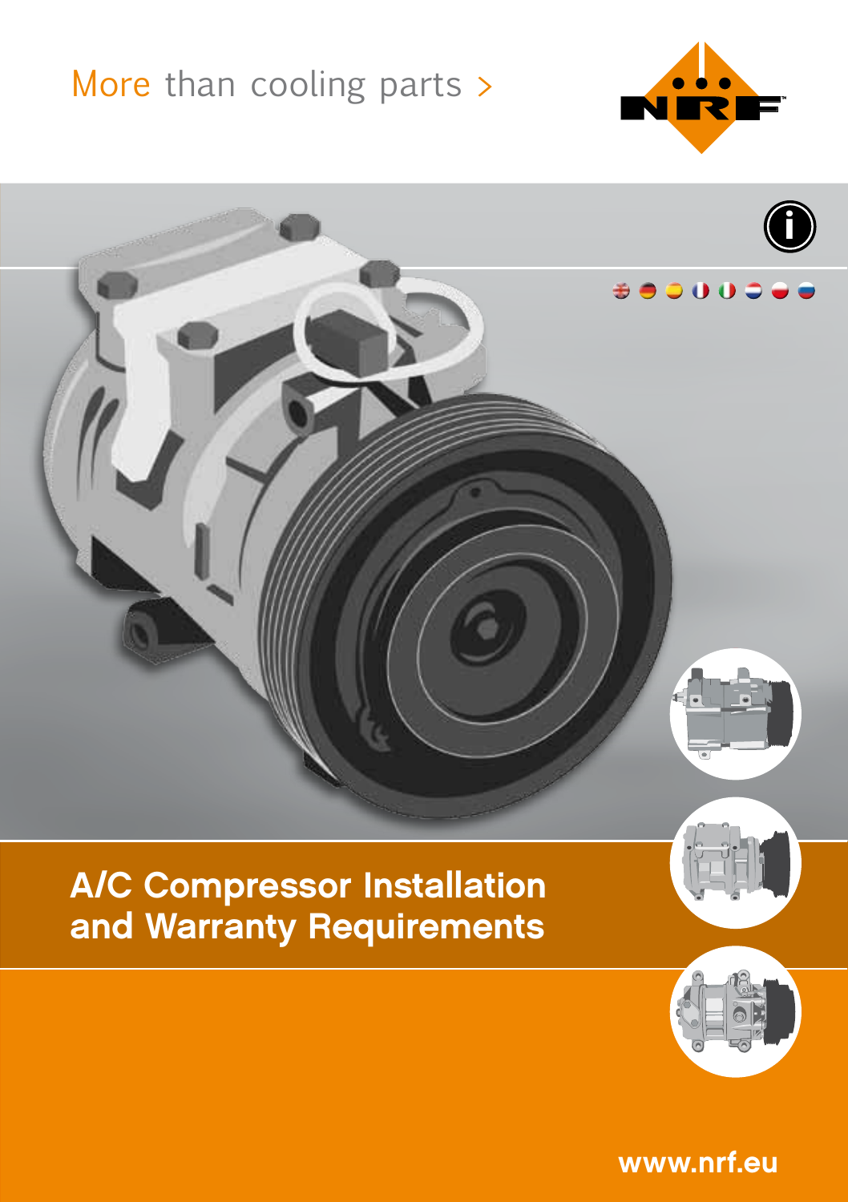More than cooling parts >

# A/C Compressor Installation and Warranty Requirements

www.nrf.eu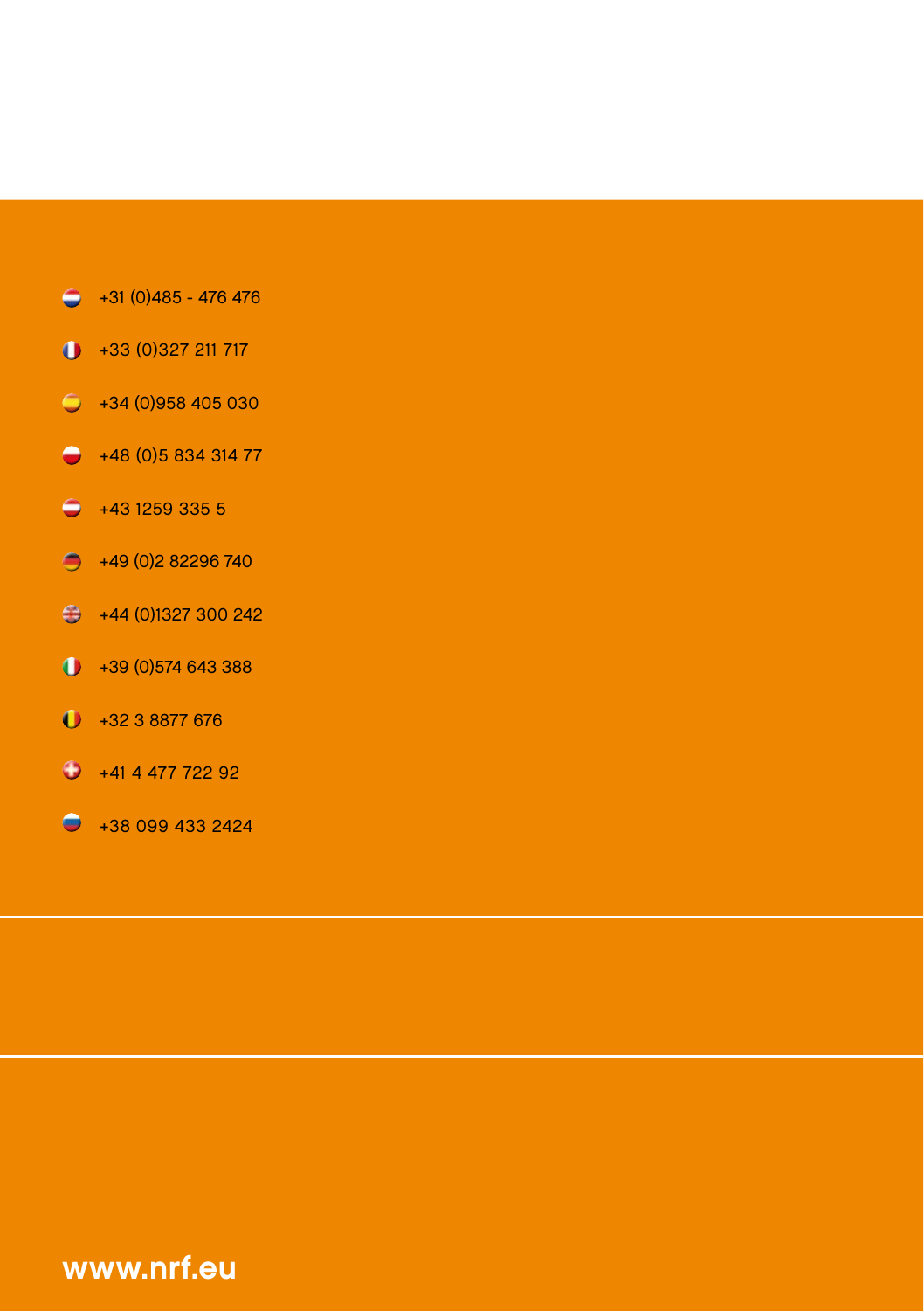- +31 (0)485 - 476 476
- +33 (0)327 211 717
- +34 (0)958 405 030
- +48 (0)5 834 314 77
- +43 1259 335 5
- +49 (0)2 82296 740
- +44 (0)1327 300 242
- +39 (0)574 643 388
- +32 3 8877 676
- +41 4 477 722 92
- +38 099 433 2424

**www.nrf.eu**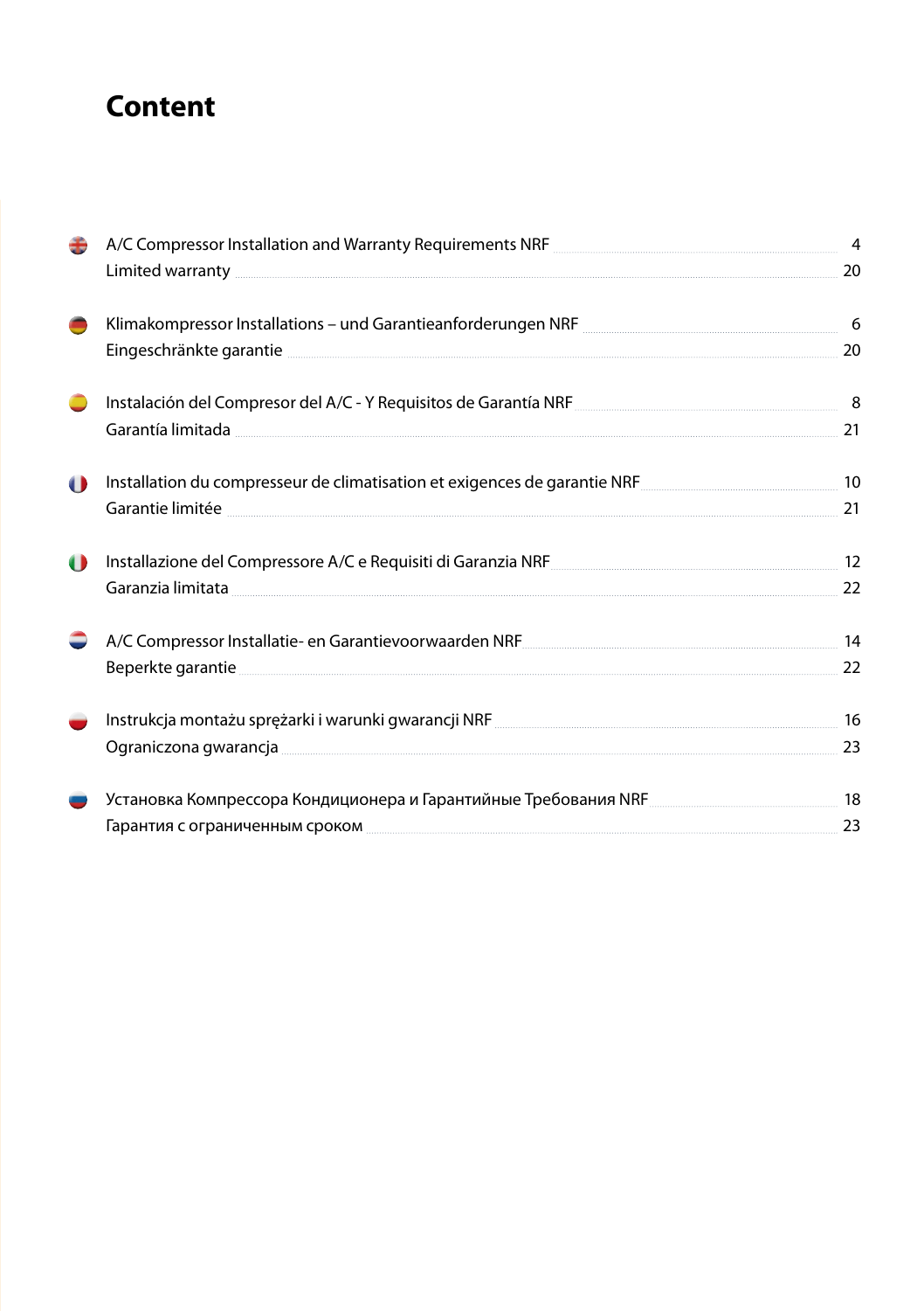# Content

| | |
|---|---|
| A/C Compressor Installation and Warranty Requirements NRF | 4 |
| Limited warranty | 20 |
| | |
| Klimakompressor Installations – und Garantieanforderungen NRF | 6 |
| Eingeschränkte garantie | 20 |
| | |
| Instalación del Compresor del A/C - Y Requisitos de Garantía NRF | 8 |
| Garantía limitada | 21 |
| | |
| Installation du compresseur de climatisation et exigences de garantie NRF | 10 |
| Garantie limitée | 21 |
| | |
| Installazione del Compressore A/C e Requisiti di Garanzia NRF | 12 |
| Garanzia limitata | 22 |
| | |
| A/C Compressor Installatie- en Garantievoorwaarden NRF | 14 |
| Beperkte garantie | 22 |
| | |
| Instrukcja montażu sprężarki i warunki gwarancji NRF | 16 |
| Ograniczona gwarancja | 23 |
| | |
| Установка Компрессора Кондиционера и Гарантийные Требования NRF | 18 |
| Гарантия с ограниченным сроком | 23 |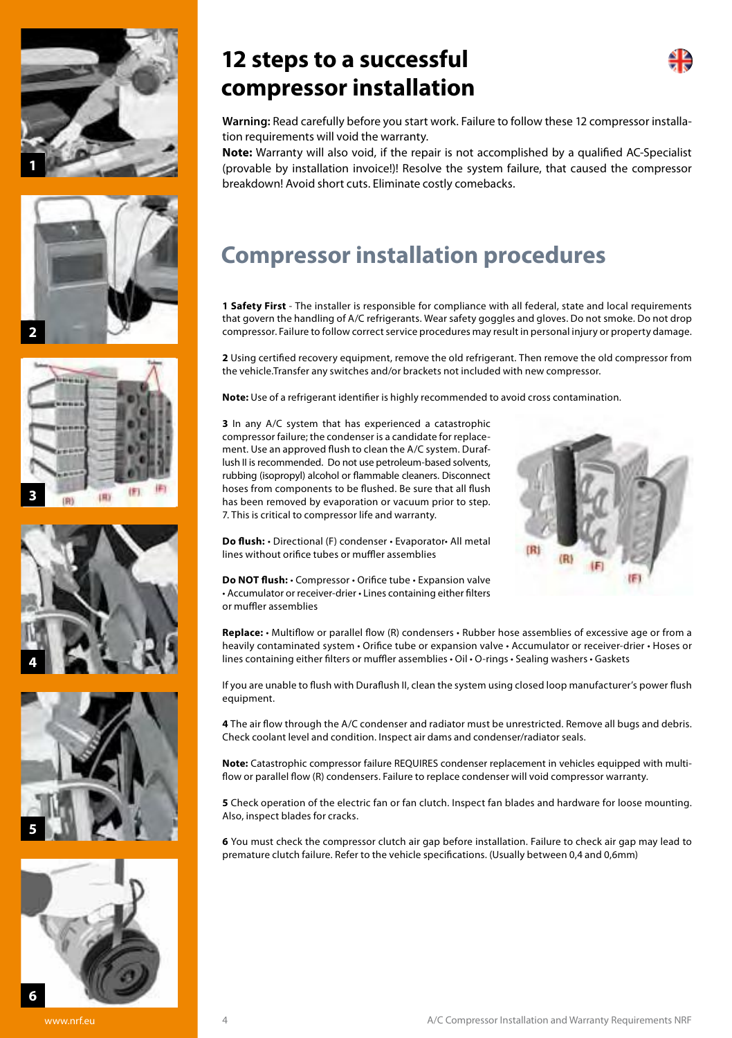# 12 steps to a successful compressor installation

**Warning:** Read carefully before you start work. Failure to follow these 12 compressor installation requirements will void the warranty.

**Note:** Warranty will also void, if the repair is not accomplished by a qualified AC-Specialist (provable by installation invoice!)! Resolve the system failure, that caused the compressor breakdown! Avoid short cuts. Eliminate costly comebacks.

## Compressor installation procedures

**1 Safety First** - The installer is responsible for compliance with all federal, state and local requirements that govern the handling of A/C refrigerants. Wear safety goggles and gloves. Do not smoke. Do not drop compressor. Failure to follow correct service procedures may result in personal injury or property damage.

**2** Using certified recovery equipment, remove the old refrigerant. Then remove the old compressor from the vehicle.Transfer any switches and/or brackets not included with new compressor.

**Note:** Use of a refrigerant identifier is highly recommended to avoid cross contamination.

**3** In any A/C system that has experienced a catastrophic compressor failure; the condenser is a candidate for replacement. Use an approved flush to clean the A/C system. Duraflush II is recommended. Do not use petroleum-based solvents, rubbing (isopropyl) alcohol or flammable cleaners. Disconnect hoses from components to be flushed. Be sure that all flush has been removed by evaporation or vacuum prior to step. 7. This is critical to compressor life and warranty.

**Do flush:** • Directional (F) condenser • Evaporator• All metal lines without orifice tubes or muffler assemblies

**Do NOT flush:** • Compressor • Orifice tube • Expansion valve • Accumulator or receiver-drier • Lines containing either filters or muffler assemblies

**Replace:** • Multiflow or parallel flow (R) condensers • Rubber hose assemblies of excessive age or from a heavily contaminated system • Orifice tube or expansion valve • Accumulator or receiver-drier • Hoses or lines containing either filters or muffler assemblies • Oil • O-rings • Sealing washers • Gaskets

If you are unable to flush with Duraflush II, clean the system using closed loop manufacturer's power flush equipment.

**4** The air flow through the A/C condenser and radiator must be unrestricted. Remove all bugs and debris. Check coolant level and condition. Inspect air dams and condenser/radiator seals.

**Note:** Catastrophic compressor failure REQUIRES condenser replacement in vehicles equipped with multiflow or parallel flow (R) condensers. Failure to replace condenser will void compressor warranty.

**5** Check operation of the electric fan or fan clutch. Inspect fan blades and hardware for loose mounting. Also, inspect blades for cracks.

**6** You must check the compressor clutch air gap before installation. Failure to check air gap may lead to premature clutch failure. Refer to the vehicle specifications. (Usually between 0,4 and 0,6mm)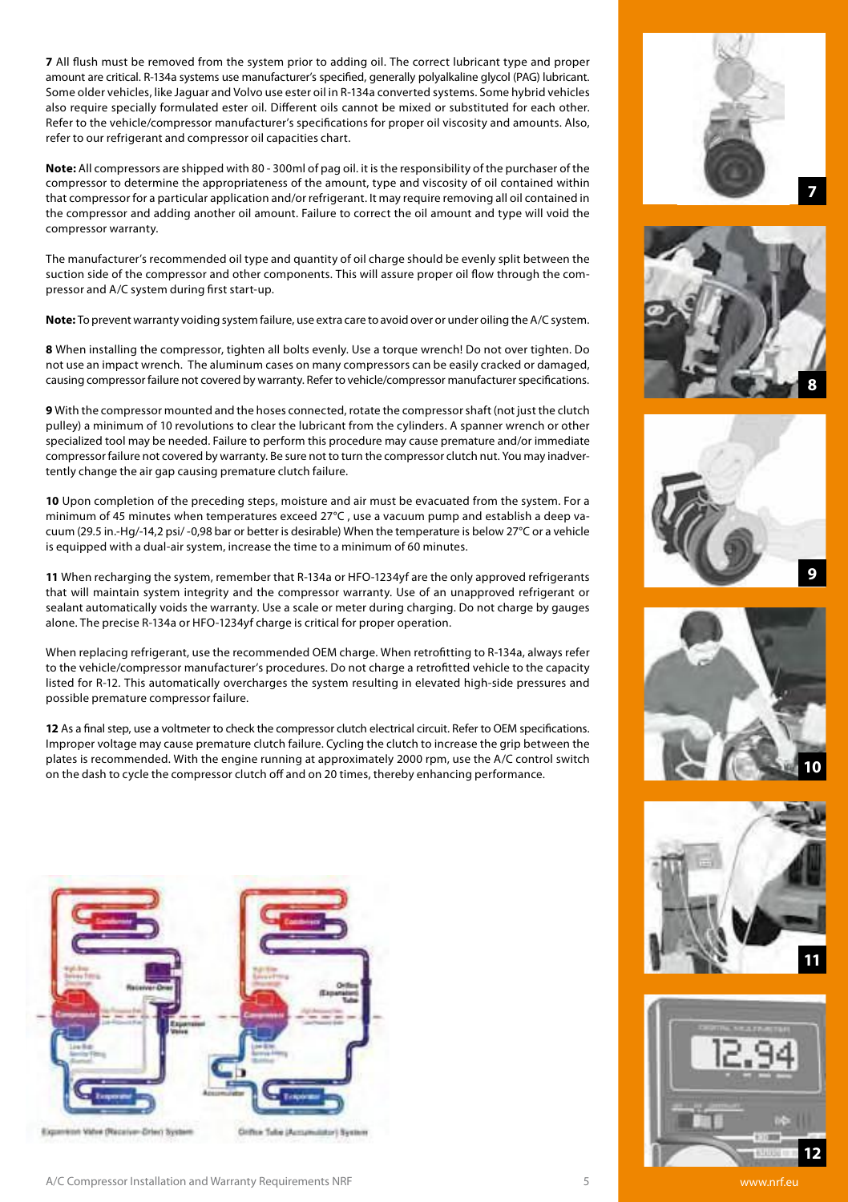**7** All flush must be removed from the system prior to adding oil. The correct lubricant type and proper amount are critical. R-134a systems use manufacturer's specified, generally polyalkaline glycol (PAG) lubricant. Some older vehicles, like Jaguar and Volvo use ester oil in R-134a converted systems. Some hybrid vehicles also require specially formulated ester oil. Different oils cannot be mixed or substituted for each other. Refer to the vehicle/compressor manufacturer's specifications for proper oil viscosity and amounts. Also, refer to our refrigerant and compressor oil capacities chart.

**Note:** All compressors are shipped with 80 - 300ml of pag oil. it is the responsibility of the purchaser of the compressor to determine the appropriateness of the amount, type and viscosity of oil contained within that compressor for a particular application and/or refrigerant. It may require removing all oil contained in the compressor and adding another oil amount. Failure to correct the oil amount and type will void the compressor warranty.

The manufacturer's recommended oil type and quantity of oil charge should be evenly split between the suction side of the compressor and other components. This will assure proper oil flow through the compressor and A/C system during first start-up.

**Note:** To prevent warranty voiding system failure, use extra care to avoid over or under oiling the A/C system.

**8** When installing the compressor, tighten all bolts evenly. Use a torque wrench! Do not over tighten. Do not use an impact wrench. The aluminum cases on many compressors can be easily cracked or damaged, causing compressor failure not covered by warranty. Refer to vehicle/compressor manufacturer specifications.

**9** With the compressor mounted and the hoses connected, rotate the compressor shaft (not just the clutch pulley) a minimum of 10 revolutions to clear the lubricant from the cylinders. A spanner wrench or other specialized tool may be needed. Failure to perform this procedure may cause premature and/or immediate compressor failure not covered by warranty. Be sure not to turn the compressor clutch nut. You may inadvertently change the air gap causing premature clutch failure.

**10** Upon completion of the preceding steps, moisture and air must be evacuated from the system. For a minimum of 45 minutes when temperatures exceed 27°C , use a vacuum pump and establish a deep vacuum (29.5 in.-Hg/-14,2 psi/ -0,98 bar or better is desirable) When the temperature is below 27°C or a vehicle is equipped with a dual-air system, increase the time to a minimum of 60 minutes.

**11** When recharging the system, remember that R-134a or HFO-1234yf are the only approved refrigerants that will maintain system integrity and the compressor warranty. Use of an unapproved refrigerant or sealant automatically voids the warranty. Use a scale or meter during charging. Do not charge by gauges alone. The precise R-134a or HFO-1234yf charge is critical for proper operation.

When replacing refrigerant, use the recommended OEM charge. When retrofitting to R-134a, always refer to the vehicle/compressor manufacturer's procedures. Do not charge a retrofitted vehicle to the capacity listed for R-12. This automatically overcharges the system resulting in elevated high-side pressures and possible premature compressor failure.

**12** As a final step, use a voltmeter to check the compressor clutch electrical circuit. Refer to OEM specifications. Improper voltage may cause premature clutch failure. Cycling the clutch to increase the grip between the plates is recommended. With the engine running at approximately 2000 rpm, use the A/C control switch on the dash to cycle the compressor clutch off and on 20 times, thereby enhancing performance.

Expansion Valve (Receiver-Drier) System

Orifice Tube (Accumulator) System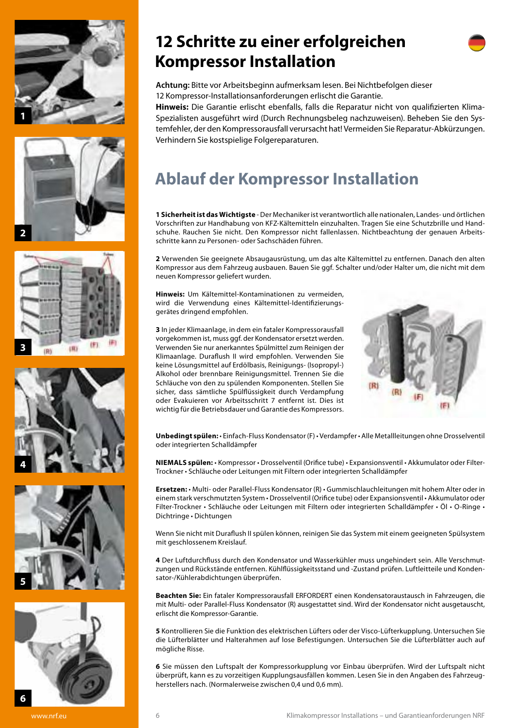# 12 Schritte zu einer erfolgreichen Kompressor Installation

**Achtung:** Bitte vor Arbeitsbeginn aufmerksam lesen. Bei Nichtbefolgen dieser 12 Kompressor-Installationsanforderungen erlischt die Garantie.
**Hinweis:** Die Garantie erlischt ebenfalls, falls die Reparatur nicht von qualifizierten Klima-Spezialisten ausgeführt wird (Durch Rechnungsbeleg nachzuweisen). Beheben Sie den Systemfehler, der den Kompressorausfall verursacht hat! Vermeiden Sie Reparatur-Abkürzungen. Verhindern Sie kostspielige Folgereparaturen.

## Ablauf der Kompressor Installation

**1 Sicherheit ist das Wichtigste** - Der Mechaniker ist verantwortlich alle nationalen, Landes- und örtlichen Vorschriften zur Handhabung von KFZ-Kältemitteln einzuhalten. Tragen Sie eine Schutzbrille und Handschuhe. Rauchen Sie nicht. Den Kompressor nicht fallenlassen. Nichtbeachtung der genauen Arbeitsschritte kann zu Personen- oder Sachschäden führen.

**2** Verwenden Sie geeignete Absaugausrüstung, um das alte Kältemittel zu entfernen. Danach den alten Kompressor aus dem Fahrzeug ausbauen. Bauen Sie ggf. Schalter und/oder Halter um, die nicht mit dem neuen Kompressor geliefert wurden.

**Hinweis:** Um Kältemittel-Kontaminationen zu vermeiden, wird die Verwendung eines Kältemittel-Identifizierungsgerätes dringend empfohlen.

**3** In jeder Klimaanlage, in dem ein fataler Kompressorausfall vorgekommen ist, muss ggf. der Kondensator ersetzt werden. Verwenden Sie nur anerkanntes Spülmittel zum Reinigen der Klimaanlage. Duraflush II wird empfohlen. Verwenden Sie keine Lösungsmittel auf Erdölbasis, Reinigungs- (Isopropyl-) Alkohol oder brennbare Reinigungsmittel. Trennen Sie die Schläuche von den zu spülenden Komponenten. Stellen Sie sicher, dass sämtliche Spülflüssigkeit durch Verdampfung oder Evakuieren vor Arbeitsschritt 7 entfernt ist. Dies ist wichtig für die Betriebsdauer und Garantie des Kompressors.

**Unbedingt spülen:** • Einfach-Fluss Kondensator (F) • Verdampfer • Alle Metallleitungen ohne Drosselventil oder integrierten Schalldämpfer

**NIEMALS spülen:** • Kompressor • Drosselventil (Orifice tube) • Expansionsventil • Akkumulator oder Filter-Trockner • Schläuche oder Leitungen mit Filtern oder integrierten Schalldämpfer

**Ersetzen:** • Multi- oder Parallel-Fluss Kondensator (R) • Gummischlauchleitungen mit hohem Alter oder in einem stark verschmutzten System • Drosselventil (Orifice tube) oder Expansionsventil • Akkumulator oder Filter-Trockner • Schläuche oder Leitungen mit Filtern oder integrierten Schalldämpfer • Öl • O-Ringe • Dichtringe • Dichtungen

Wenn Sie nicht mit Duraflush II spülen können, reinigen Sie das System mit einem geeigneten Spülsystem mit geschlossenem Kreislauf.

**4** Der Luftdurchfluss durch den Kondensator und Wasserkühler muss ungehindert sein. Alle Verschmutzungen und Rückstände entfernen. Kühlflüssigkeitsstand und -Zustand prüfen. Luftleitteile und Kondensator-/Kühlerabdichtungen überprüfen.

**Beachten Sie:** Ein fataler Kompressorausfall ERFORDERT einen Kondensatoraustausch in Fahrzeugen, die mit Multi- oder Parallel-Fluss Kondensator (R) ausgestattet sind. Wird der Kondensator nicht ausgetauscht, erlischt die Kompressor-Garantie.

**5** Kontrollieren Sie die Funktion des elektrischen Lüfters oder der Visco-Lüfterkupplung. Untersuchen Sie die Lüfterblätter und Halterahmen auf lose Befestigungen. Untersuchen Sie die Lüfterblätter auch auf mögliche Risse.

**6** Sie müssen den Luftspalt der Kompressorkupplung vor Einbau überprüfen. Wird der Luftspalt nicht überprüft, kann es zu vorzeitigen Kupplungsausfällen kommen. Lesen Sie in den Angaben des Fahrzeugherstellers nach. (Normalerweise zwischen 0,4 und 0,6 mm).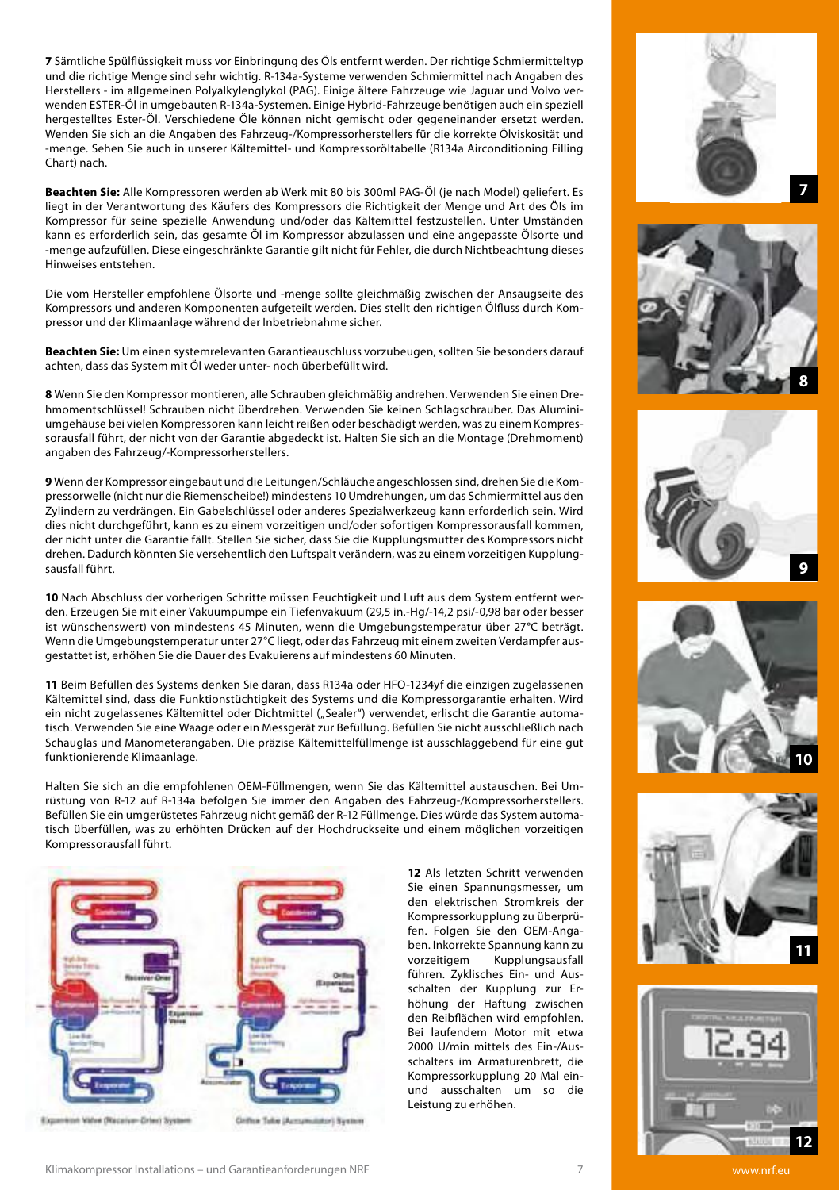**7** Sämtliche Spülflüssigkeit muss vor Einbringung des Öls entfernt werden. Der richtige Schmiermitteltyp und die richtige Menge sind sehr wichtig. R-134a-Systeme verwenden Schmiermittel nach Angaben des Herstellers - im allgemeinen Polyalkylenglykol (PAG). Einige ältere Fahrzeuge wie Jaguar und Volvo verwenden ESTER-Öl in umgebauten R-134a-Systemen. Einige Hybrid-Fahrzeuge benötigen auch ein speziell hergestelltes Ester-Öl. Verschiedene Öle können nicht gemischt oder gegeneinander ersetzt werden. Wenden Sie sich an die Angaben des Fahrzeug-/Kompressorherstellers für die korrekte Ölviskosität und -menge. Sehen Sie auch in unserer Kältemittel- und Kompressoröltabelle (R134a Airconditioning Filling Chart) nach.

**Beachten Sie:** Alle Kompressoren werden ab Werk mit 80 bis 300ml PAG-Öl (je nach Model) geliefert. Es liegt in der Verantwortung des Käufers des Kompressors die Richtigkeit der Menge und Art des Öls im Kompressor für seine spezielle Anwendung und/oder das Kältemittel festzustellen. Unter Umständen kann es erforderlich sein, das gesamte Öl im Kompressor abzulassen und eine angepasste Ölsorte und -menge aufzufüllen. Diese eingeschränkte Garantie gilt nicht für Fehler, die durch Nichtbeachtung dieses Hinweises entstehen.

Die vom Hersteller empfohlene Ölsorte und -menge sollte gleichmäßig zwischen der Ansaugseite des Kompressors und anderen Komponenten aufgeteilt werden. Dies stellt den richtigen Ölfluss durch Kompressor und der Klimaanlage während der Inbetriebnahme sicher.

**Beachten Sie:** Um einen systemrelevanten Garantieauschluss vorzubeugen, sollten Sie besonders darauf achten, dass das System mit Öl weder unter- noch überbefüllt wird.

**8** Wenn Sie den Kompressor montieren, alle Schrauben gleichmäßig andrehen. Verwenden Sie einen Drehmomentschlüssel! Schrauben nicht überdrehen. Verwenden Sie keinen Schlagschrauber. Das Aluminiumgehäuse bei vielen Kompressoren kann leicht reißen oder beschädigt werden, was zu einem Kompressorausfall führt, der nicht von der Garantie abgedeckt ist. Halten Sie sich an die Montage (Drehmoment) angaben des Fahrzeug/-Kompressorherstellers.

**9** Wenn der Kompressor eingebaut und die Leitungen/Schläuche angeschlossen sind, drehen Sie die Kompressorwelle (nicht nur die Riemenscheibe!) mindestens 10 Umdrehungen, um das Schmiermittel aus den Zylindern zu verdrängen. Ein Gabelschlüssel oder anderes Spezialwerkzeug kann erforderlich sein. Wird dies nicht durchgeführt, kann es zu einem vorzeitigen und/oder sofortigen Kompressorausfall kommen, der nicht unter die Garantie fällt. Stellen Sie sicher, dass Sie die Kupplungsmutter des Kompressors nicht drehen. Dadurch könnten Sie versehentlich den Luftspalt verändern, was zu einem vorzeitigen Kupplungsausfall führt.

**10** Nach Abschluss der vorherigen Schritte müssen Feuchtigkeit und Luft aus dem System entfernt werden. Erzeugen Sie mit einer Vakuumpumpe ein Tiefenvakuum (29,5 in.-Hg/-14,2 psi/-0,98 bar oder besser ist wünschenswert) von mindestens 45 Minuten, wenn die Umgebungstemperatur über 27°C beträgt. Wenn die Umgebungstemperatur unter 27°C liegt, oder das Fahrzeug mit einem zweiten Verdampfer ausgestattet ist, erhöhen Sie die Dauer des Evakuierens auf mindestens 60 Minuten.

**11** Beim Befüllen des Systems denken Sie daran, dass R134a oder HFO-1234yf die einzigen zugelassenen Kältemittel sind, dass die Funktionstüchtigkeit des Systems und die Kompressorgarantie erhalten. Wird ein nicht zugelassenes Kältemittel oder Dichtmittel („Sealer") verwendet, erlischt die Garantie automatisch. Verwenden Sie eine Waage oder ein Messgerät zur Befüllung. Befüllen Sie nicht ausschließlich nach Schauglas und Manometerangaben. Die präzise Kältemittelfüllmenge ist ausschlaggebend für eine gut funktionierende Klimaanlage.

Halten Sie sich an die empfohlenen OEM-Füllmengen, wenn Sie das Kältemittel austauschen. Bei Umrüstung von R-12 auf R-134a befolgen Sie immer den Angaben des Fahrzeug-/Kompressorherstellers. Befüllen Sie ein umgerüstetes Fahrzeug nicht gemäß der R-12 Füllmenge. Dies würde das System automatisch überfüllen, was zu erhöhten Drücken auf der Hochdruckseite und einem möglichen vorzeitigen Kompressorausfall führt.

Expansion Valve (Receiver-Drier) System

Orifice Tube (Accumulator) System

**12** Als letzten Schritt verwenden Sie einen Spannungsmesser, um den elektrischen Stromkreis der Kompressorkupplung zu überprüfen. Folgen Sie den OEM-Angaben. Inkorrekte Spannung kann zu vorzeitigem Kupplungsausfall führen. Zyklisches Ein- und Ausschalten der Kupplung zur Erhöhung der Haftung zwischen den Reibflächen wird empfohlen. Bei laufendem Motor mit etwa 2000 U/min mittels des Ein-/Ausschalters im Armaturenbrett, die Kompressorkupplung 20 Mal ein- und ausschalten um so die Leistung zu erhöhen.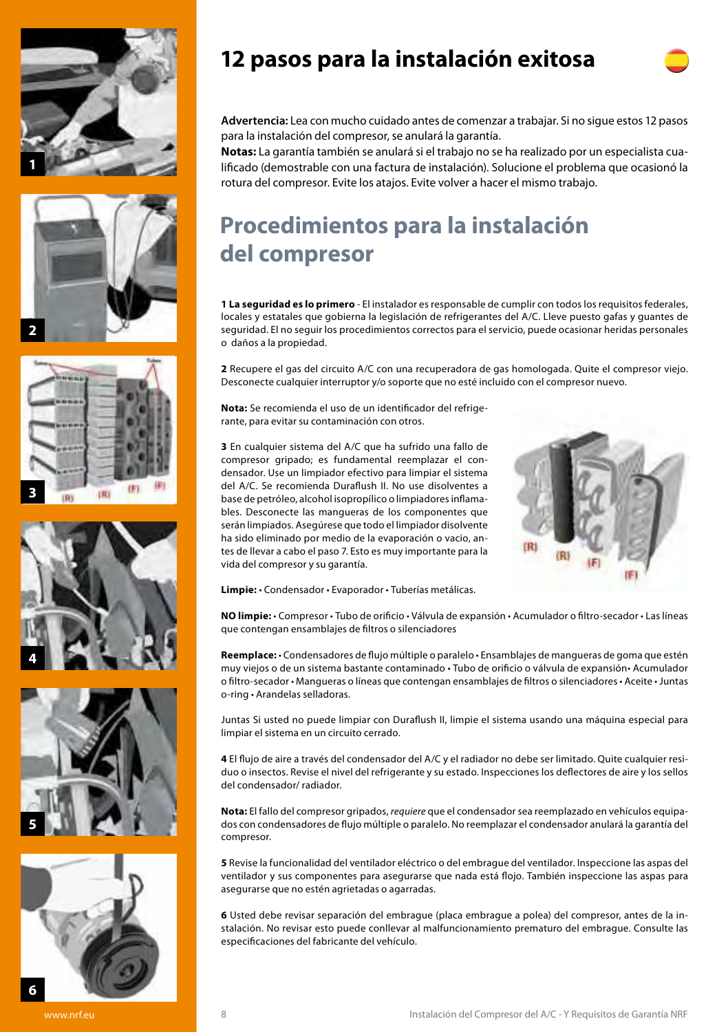# 12 pasos para la instalación exitosa

**Advertencia:** Lea con mucho cuidado antes de comenzar a trabajar. Si no sigue estos 12 pasos para la instalación del compresor, se anulará la garantía.

**Notas:** La garantía también se anulará si el trabajo no se ha realizado por un especialista cualificado (demostrable con una factura de instalación). Solucione el problema que ocasionó la rotura del compresor. Evite los atajos. Evite volver a hacer el mismo trabajo.

## Procedimientos para la instalación del compresor

**1 La seguridad es lo primero** - El instalador es responsable de cumplir con todos los requisitos federales, locales y estatales que gobierna la legislación de refrigerantes del A/C. Lleve puesto gafas y guantes de seguridad. El no seguir los procedimientos correctos para el servicio, puede ocasionar heridas personales o daños a la propiedad.

**2** Recupere el gas del circuito A/C con una recuperadora de gas homologada. Quite el compresor viejo. Desconecte cualquier interruptor y/o soporte que no esté incluido con el compresor nuevo.

**Nota:** Se recomienda el uso de un identificador del refrigerante, para evitar su contaminación con otros.

**3** En cualquier sistema del A/C que ha sufrido una fallo de compresor gripado; es fundamental reemplazar el condensador. Use un limpiador efectivo para limpiar el sistema del A/C. Se recomienda Duraflush II. No use disolventes a base de petróleo, alcohol isopropílico o limpiadores inflamables. Desconecte las mangueras de los componentes que serán limpiados. Asegúrese que todo el limpiador disolvente ha sido eliminado por medio de la evaporación o vacio, antes de llevar a cabo el paso 7. Esto es muy importante para la vida del compresor y su garantía.

**Limpie:** • Condensador • Evaporador • Tuberías metálicas.

**NO limpie:** • Compresor • Tubo de orificio • Válvula de expansión • Acumulador o filtro-secador • Las líneas que contengan ensamblajes de filtros o silenciadores

**Reemplace:** • Condensadores de flujo múltiple o paralelo • Ensamblajes de mangueras de goma que estén muy viejos o de un sistema bastante contaminado • Tubo de orificio o válvula de expansión• Acumulador o filtro-secador • Mangueras o líneas que contengan ensamblajes de filtros o silenciadores • Aceite • Juntas o-ring • Arandelas selladoras.

Juntas Si usted no puede limpiar con Duraflush II, limpie el sistema usando una máquina especial para limpiar el sistema en un circuito cerrado.

**4** El flujo de aire a través del condensador del A/C y el radiador no debe ser limitado. Quite cualquier residuo o insectos. Revise el nivel del refrigerante y su estado. Inspecciones los deflectores de aire y los sellos del condensador/ radiador.

**Nota:** El fallo del compresor gripados, *requiere* que el condensador sea reemplazado en vehículos equipados con condensadores de flujo múltiple o paralelo. No reemplazar el condensador anulará la garantía del compresor.

**5** Revise la funcionalidad del ventilador eléctrico o del embrague del ventilador. Inspeccione las aspas del ventilador y sus componentes para asegurarse que nada está flojo. También inspeccione las aspas para asegurarse que no estén agrietadas o agarradas.

**6** Usted debe revisar separación del embrague (placa embrague a polea) del compresor, antes de la instalación. No revisar esto puede conllevar al malfuncionamiento prematuro del embrague. Consulte las especificaciones del fabricante del vehículo.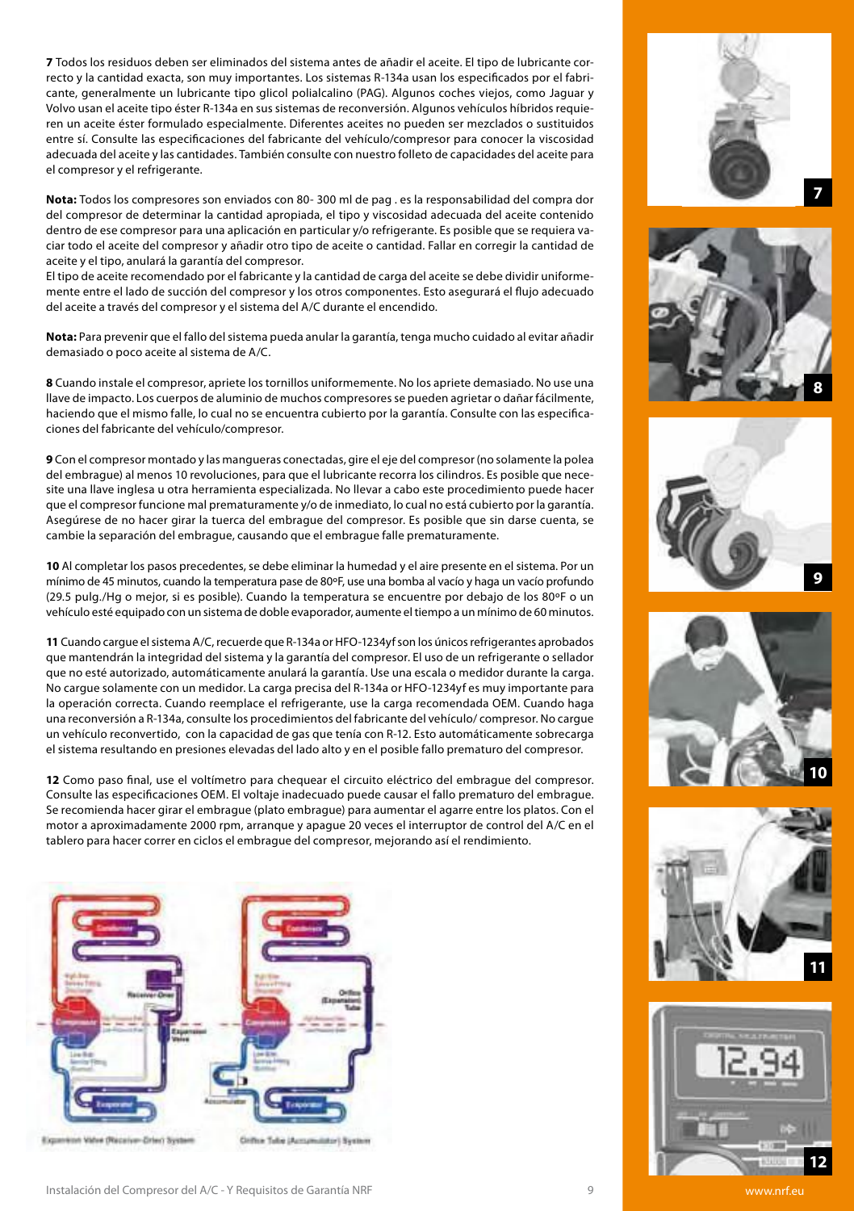**7** Todos los residuos deben ser eliminados del sistema antes de añadir el aceite. El tipo de lubricante correcto y la cantidad exacta, son muy importantes. Los sistemas R-134a usan los especificados por el fabricante, generalmente un lubricante tipo glicol polialcalino (PAG). Algunos coches viejos, como Jaguar y Volvo usan el aceite tipo éster R-134a en sus sistemas de reconversión. Algunos vehículos híbridos requieren un aceite éster formulado especialmente. Diferentes aceites no pueden ser mezclados o sustituidos entre sí. Consulte las especificaciones del fabricante del vehículo/compresor para conocer la viscosidad adecuada del aceite y las cantidades. También consulte con nuestro folleto de capacidades del aceite para el compresor y el refrigerante.

**Nota:** Todos los compresores son enviados con 80- 300 ml de pag . es la responsabilidad del compra dor del compresor de determinar la cantidad apropiada, el tipo y viscosidad adecuada del aceite contenido dentro de ese compresor para una aplicación en particular y/o refrigerante. Es posible que se requiera vaciar todo el aceite del compresor y añadir otro tipo de aceite o cantidad. Fallar en corregir la cantidad de aceite y el tipo, anulará la garantía del compresor.

El tipo de aceite recomendado por el fabricante y la cantidad de carga del aceite se debe dividir uniformemente entre el lado de succión del compresor y los otros componentes. Esto asegurará el flujo adecuado del aceite a través del compresor y el sistema del A/C durante el encendido.

**Nota:** Para prevenir que el fallo del sistema pueda anular la garantía, tenga mucho cuidado al evitar añadir demasiado o poco aceite al sistema de A/C.

**8** Cuando instale el compresor, apriete los tornillos uniformemente. No los apriete demasiado. No use una llave de impacto. Los cuerpos de aluminio de muchos compresores se pueden agrietar o dañar fácilmente, haciendo que el mismo falle, lo cual no se encuentra cubierto por la garantía. Consulte con las especificaciones del fabricante del vehículo/compresor.

**9** Con el compresor montado y las mangueras conectadas, gire el eje del compresor (no solamente la polea del embrague) al menos 10 revoluciones, para que el lubricante recorra los cilindros. Es posible que necesite una llave inglesa u otra herramienta especializada. No llevar a cabo este procedimiento puede hacer que el compresor funcione mal prematuramente y/o de inmediato, lo cual no está cubierto por la garantía. Asegúrese de no hacer girar la tuerca del embrague del compresor. Es posible que sin darse cuenta, se cambie la separación del embrague, causando que el embrague falle prematuramente.

**10** Al completar los pasos precedentes, se debe eliminar la humedad y el aire presente en el sistema. Por un mínimo de 45 minutos, cuando la temperatura pase de 80ºF, use una bomba al vacío y haga un vacío profundo (29.5 pulg./Hg o mejor, si es posible). Cuando la temperatura se encuentre por debajo de los 80ºF o un vehículo esté equipado con un sistema de doble evaporador, aumente el tiempo a un mínimo de 60 minutos.

**11** Cuando cargue el sistema A/C, recuerde que R-134a or HFO-1234yf son los únicos refrigerantes aprobados que mantendrán la integridad del sistema y la garantía del compresor. El uso de un refrigerante o sellador que no esté autorizado, automáticamente anulará la garantía. Use una escala o medidor durante la carga. No cargue solamente con un medidor. La carga precisa del R-134a or HFO-1234yf es muy importante para la operación correcta. Cuando reemplace el refrigerante, use la carga recomendada OEM. Cuando haga una reconversión a R-134a, consulte los procedimientos del fabricante del vehículo/ compresor. No cargue un vehículo reconvertido, con la capacidad de gas que tenía con R-12. Esto automáticamente sobrecarga el sistema resultando en presiones elevadas del lado alto y en el posible fallo prematuro del compresor.

**12** Como paso final, use el voltímetro para chequear el circuito eléctrico del embrague del compresor. Consulte las especificaciones OEM. El voltaje inadecuado puede causar el fallo prematuro del embrague. Se recomienda hacer girar el embrague (plato embrague) para aumentar el agarre entre los platos. Con el motor a aproximadamente 2000 rpm, arranque y apague 20 veces el interruptor de control del A/C en el tablero para hacer correr en ciclos el embrague del compresor, mejorando así el rendimiento.

Expansion Valve (Receiver-Drier) System

Orifice Tube (Accumulator) System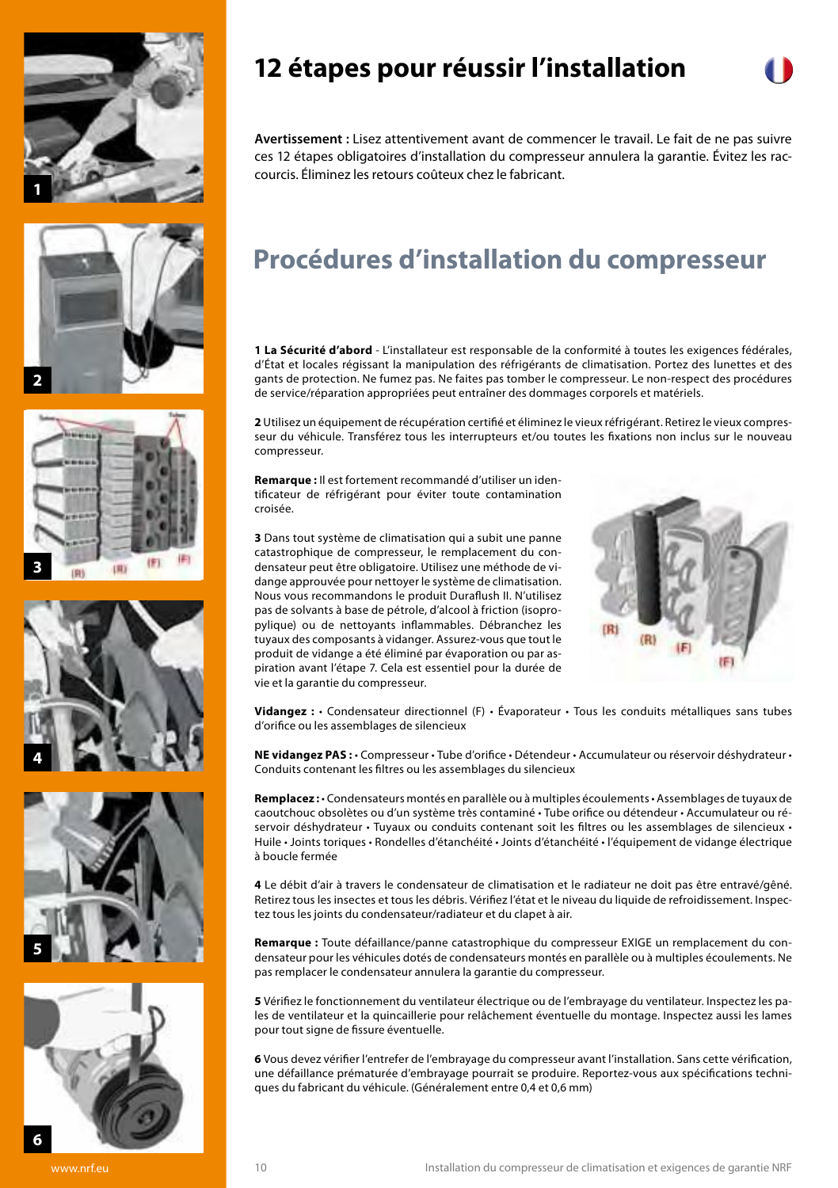# 12 étapes pour réussir l'installation

**Avertissement :** Lisez attentivement avant de commencer le travail. Le fait de ne pas suivre ces 12 étapes obligatoires d'installation du compresseur annulera la garantie. Évitez les raccourcis. Éliminez les retours coûteux chez le fabricant.

## Procédures d'installation du compresseur

**1 La Sécurité d'abord** - L'installateur est responsable de la conformité à toutes les exigences fédérales, d'État et locales régissant la manipulation des réfrigérants de climatisation. Portez des lunettes et des gants de protection. Ne fumez pas. Ne faites pas tomber le compresseur. Le non-respect des procédures de service/réparation appropriées peut entraîner des dommages corporels et matériels.

**2** Utilisez un équipement de récupération certifié et éliminez le vieux réfrigérant. Retirez le vieux compresseur du véhicule. Transférez tous les interrupteurs et/ou toutes les fixations non inclus sur le nouveau compresseur.

**Remarque :** Il est fortement recommandé d'utiliser un identificateur de réfrigérant pour éviter toute contamination croisée.

**3** Dans tout système de climatisation qui a subit une panne catastrophique de compresseur, le remplacement du condensateur peut être obligatoire. Utilisez une méthode de vidange approuvée pour nettoyer le système de climatisation. Nous vous recommandons le produit Duraflush II. N'utilisez pas de solvants à base de pétrole, d'alcool à friction (isopropylique) ou de nettoyants inflammables. Débranchez les tuyaux des composants à vidanger. Assurez-vous que tout le produit de vidange a été éliminé par évaporation ou par aspiration avant l'étape 7. Cela est essentiel pour la durée de vie et la garantie du compresseur.

**Vidangez :** • Condensateur directionnel (F) • Évaporateur • Tous les conduits métalliques sans tubes d'orifice ou les assemblages de silencieux

**NE vidangez PAS :** • Compresseur • Tube d'orifice • Détendeur • Accumulateur ou réservoir déshydrateur • Conduits contenant les filtres ou les assemblages du silencieux

**Remplacez :** • Condensateurs montés en parallèle ou à multiples écoulements • Assemblages de tuyaux de caoutchouc obsolètes ou d'un système très contaminé • Tube orifice ou détendeur • Accumulateur ou réservoir déshydrateur • Tuyaux ou conduits contenant soit les filtres ou les assemblages de silencieux • Huile • Joints toriques • Rondelles d'étanchéité • Joints d'étanchéité • l'équipement de vidange électrique à boucle fermée

**4** Le débit d'air à travers le condensateur de climatisation et le radiateur ne doit pas être entravé/gêné. Retirez tous les insectes et tous les débris. Vérifiez l'état et le niveau du liquide de refroidissement. Inspectez tous les joints du condensateur/radiateur et du clapet à air.

**Remarque :** Toute défaillance/panne catastrophique du compresseur EXIGE un remplacement du condensateur pour les véhicules dotés de condensateurs montés en parallèle ou à multiples écoulements. Ne pas remplacer le condensateur annulera la garantie du compresseur.

**5** Vérifiez le fonctionnement du ventilateur électrique ou de l'embrayage du ventilateur. Inspectez les pales de ventilateur et la quincaillerie pour relâchement éventuelle du montage. Inspectez aussi les lames pour tout signe de fissure éventuelle.

**6** Vous devez vérifier l'entrefer de l'embrayage du compresseur avant l'installation. Sans cette vérification, une défaillance prématurée d'embrayage pourrait se produire. Reportez-vous aux spécifications techniques du fabricant du véhicule. (Généralement entre 0,4 et 0,6 mm)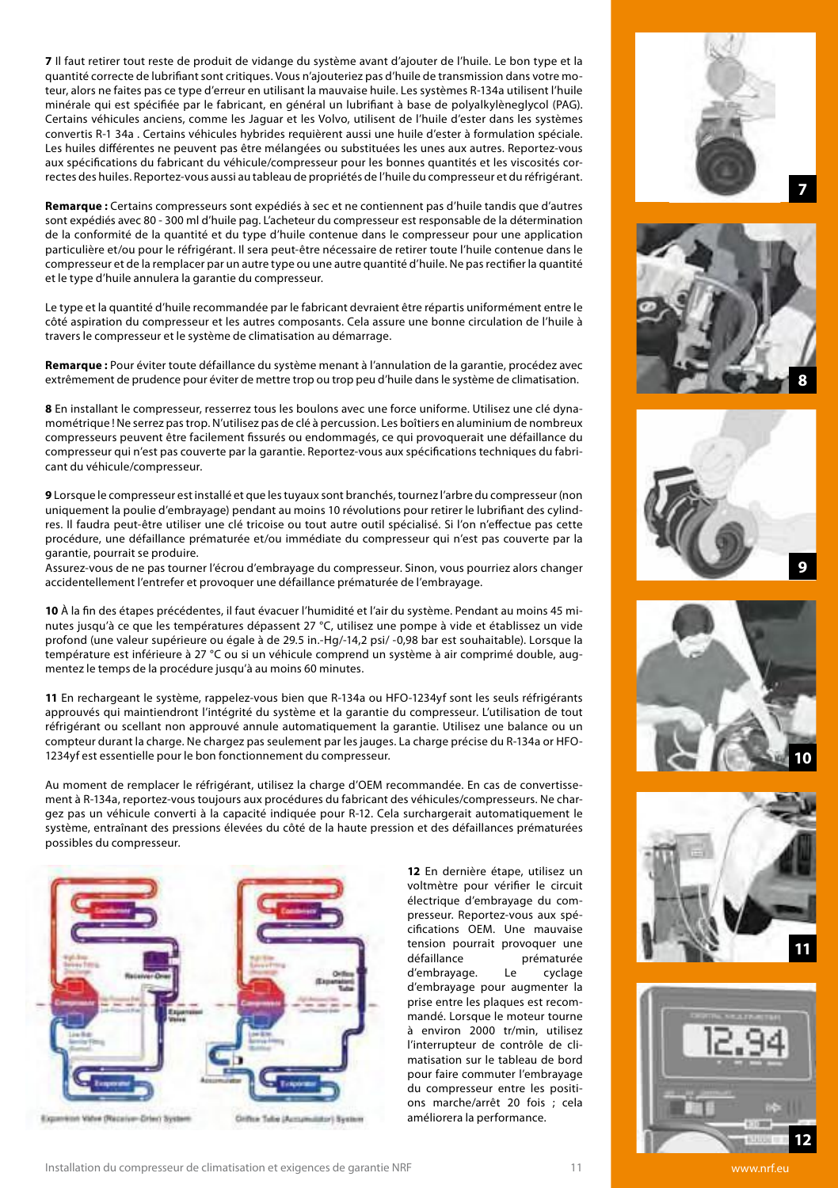**7** Il faut retirer tout reste de produit de vidange du système avant d'ajouter de l'huile. Le bon type et la quantité correcte de lubrifiant sont critiques. Vous n'ajouteriez pas d'huile de transmission dans votre moteur, alors ne faites pas ce type d'erreur en utilisant la mauvaise huile. Les systèmes R-134a utilisent l'huile minérale qui est spécifiée par le fabricant, en général un lubrifiant à base de polyalkylèneglycol (PAG). Certains véhicules anciens, comme les Jaguar et les Volvo, utilisent de l'huile d'ester dans les systèmes convertis R-1 34a . Certains véhicules hybrides requièrent aussi une huile d'ester à formulation spéciale. Les huiles différentes ne peuvent pas être mélangées ou substituées les unes aux autres. Reportez-vous aux spécifications du fabricant du véhicule/compresseur pour les bonnes quantités et les viscosités correctes des huiles. Reportez-vous aussi au tableau de propriétés de l'huile du compresseur et du réfrigérant.

**Remarque :** Certains compresseurs sont expédiés à sec et ne contiennent pas d'huile tandis que d'autres sont expédiés avec 80 - 300 ml d'huile pag. L'acheteur du compresseur est responsable de la détermination de la conformité de la quantité et du type d'huile contenue dans le compresseur pour une application particulière et/ou pour le réfrigérant. Il sera peut-être nécessaire de retirer toute l'huile contenue dans le compresseur et de la remplacer par un autre type ou une autre quantité d'huile. Ne pas rectifier la quantité et le type d'huile annulera la garantie du compresseur.

Le type et la quantité d'huile recommandée par le fabricant devraient être répartis uniformément entre le côté aspiration du compresseur et les autres composants. Cela assure une bonne circulation de l'huile à travers le compresseur et le système de climatisation au démarrage.

**Remarque :** Pour éviter toute défaillance du système menant à l'annulation de la garantie, procédez avec extrêmement de prudence pour éviter de mettre trop ou trop peu d'huile dans le système de climatisation.

**8** En installant le compresseur, resserrez tous les boulons avec une force uniforme. Utilisez une clé dynamométrique ! Ne serrez pas trop. N'utilisez pas de clé à percussion. Les boîtiers en aluminium de nombreux compresseurs peuvent être facilement fissurés ou endommagés, ce qui provoquerait une défaillance du compresseur qui n'est pas couverte par la garantie. Reportez-vous aux spécifications techniques du fabricant du véhicule/compresseur.

**9** Lorsque le compresseur est installé et que les tuyaux sont branchés, tournez l'arbre du compresseur (non uniquement la poulie d'embrayage) pendant au moins 10 révolutions pour retirer le lubrifiant des cylindres. Il faudra peut-être utiliser une clé tricoise ou tout autre outil spécialisé. Si l'on n'effectue pas cette procédure, une défaillance prématurée et/ou immédiate du compresseur qui n'est pas couverte par la garantie, pourrait se produire.
Assurez-vous de ne pas tourner l'écrou d'embrayage du compresseur. Sinon, vous pourriez alors changer accidentellement l'entrefer et provoquer une défaillance prématurée de l'embrayage.

**10** À la fin des étapes précédentes, il faut évacuer l'humidité et l'air du système. Pendant au moins 45 minutes jusqu'à ce que les températures dépassent 27 °C, utilisez une pompe à vide et établissez un vide profond (une valeur supérieure ou égale à de 29.5 in.-Hg/-14,2 psi/ -0,98 bar est souhaitable). Lorsque la température est inférieure à 27 °C ou si un véhicule comprend un système à air comprimé double, augmentez le temps de la procédure jusqu'à au moins 60 minutes.

**11** En rechargeant le système, rappelez-vous bien que R-134a ou HFO-1234yf sont les seuls réfrigérants approuvés qui maintiendront l'intégrité du système et la garantie du compresseur. L'utilisation de tout réfrigérant ou scellant non approuvé annule automatiquement la garantie. Utilisez une balance ou un compteur durant la charge. Ne chargez pas seulement par les jauges. La charge précise du R-134a or HFO-1234yf est essentielle pour le bon fonctionnement du compresseur.

Au moment de remplacer le réfrigérant, utilisez la charge d'OEM recommandée. En cas de convertissement à R-134a, reportez-vous toujours aux procédures du fabricant des véhicules/compresseurs. Ne chargez pas un véhicule converti à la capacité indiquée pour R-12. Cela surchargerait automatiquement le système, entraînant des pressions élevées du côté de la haute pression et des défaillances prématurées possibles du compresseur.

Expansion Valve (Receiver-Drier) System

Orifice Tube (Accumulator) System

**12** En dernière étape, utilisez un voltmètre pour vérifier le circuit électrique d'embrayage du compresseur. Reportez-vous aux spécifications OEM. Une mauvaise tension pourrait provoquer une défaillance prématurée d'embrayage. Le cyclage d'embrayage pour augmenter la prise entre les plaques est recommandé. Lorsque le moteur tourne à environ 2000 tr/min, utilisez l'interrupteur de contrôle de climatisation sur le tableau de bord pour faire commuter l'embrayage du compresseur entre les positions marche/arrêt 20 fois ; cela améliorera la performance.

7

8

9

10

11

12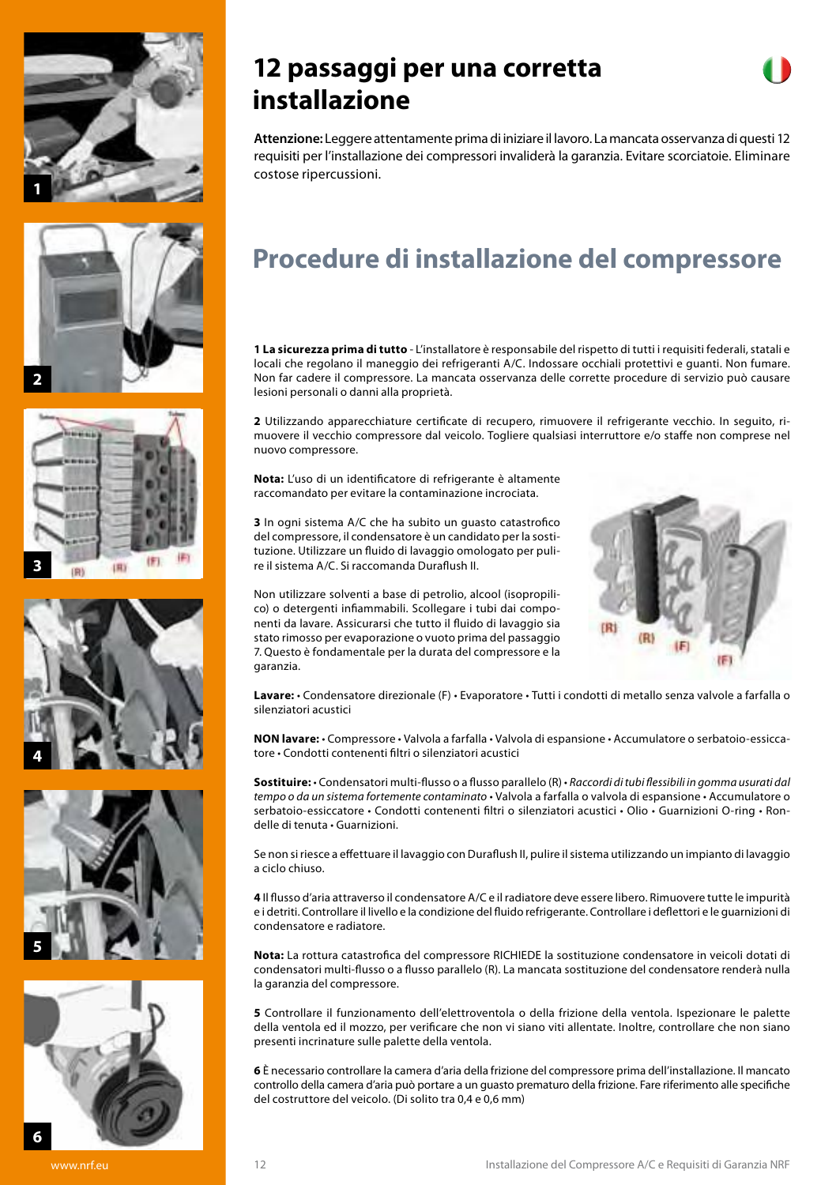# 12 passaggi per una corretta installazione

**Attenzione:** Leggere attentamente prima di iniziare il lavoro. La mancata osservanza di questi 12 requisiti per l'installazione dei compressori invaliderà la garanzia. Evitare scorciatoie. Eliminare costose ripercussioni.

## Procedure di installazione del compressore

**1 La sicurezza prima di tutto** - L'installatore è responsabile del rispetto di tutti i requisiti federali, statali e locali che regolano il maneggio dei refrigeranti A/C. Indossare occhiali protettivi e guanti. Non fumare. Non far cadere il compressore. La mancata osservanza delle corrette procedure di servizio può causare lesioni personali o danni alla proprietà.

**2** Utilizzando apparecchiature certificate di recupero, rimuovere il refrigerante vecchio. In seguito, rimuovere il vecchio compressore dal veicolo. Togliere qualsiasi interruttore e/o staffe non comprese nel nuovo compressore.

**Nota:** L'uso di un identificatore di refrigerante è altamente raccomandato per evitare la contaminazione incrociata.

**3** In ogni sistema A/C che ha subito un guasto catastrofico del compressore, il condensatore è un candidato per la sostituzione. Utilizzare un fluido di lavaggio omologato per pulire il sistema A/C. Si raccomanda Duraflush II.

Non utilizzare solventi a base di petrolio, alcool (isopropilico) o detergenti infiammabili. Scollegare i tubi dai componenti da lavare. Assicurarsi che tutto il fluido di lavaggio sia stato rimosso per evaporazione o vuoto prima del passaggio 7. Questo è fondamentale per la durata del compressore e la garanzia.

**Lavare:** • Condensatore direzionale (F) • Evaporatore • Tutti i condotti di metallo senza valvole a farfalla o silenziatori acustici

**NON lavare:** • Compressore • Valvola a farfalla • Valvola di espansione • Accumulatore o serbatoio-essiccatore • Condotti contenenti filtri o silenziatori acustici

**Sostituire:** • Condensatori multi-flusso o a flusso parallelo (R) • *Raccordi di tubi flessibili in gomma usurati dal tempo o da un sistema fortemente contaminato* • Valvola a farfalla o valvola di espansione • Accumulatore o serbatoio-essiccatore • Condotti contenenti filtri o silenziatori acustici • Olio • Guarnizioni O-ring • Rondelle di tenuta • Guarnizioni.

Se non si riesce a effettuare il lavaggio con Duraflush II, pulire il sistema utilizzando un impianto di lavaggio a ciclo chiuso.

**4** Il flusso d'aria attraverso il condensatore A/C e il radiatore deve essere libero. Rimuovere tutte le impurità e i detriti. Controllare il livello e la condizione del fluido refrigerante. Controllare i deflettori e le guarnizioni di condensatore e radiatore.

**Nota:** La rottura catastrofica del compressore RICHIEDE la sostituzione condensatore in veicoli dotati di condensatori multi-flusso o a flusso parallelo (R). La mancata sostituzione del condensatore renderà nulla la garanzia del compressore.

**5** Controllare il funzionamento dell'elettroventola o della frizione della ventola. Ispezionare le palette della ventola ed il mozzo, per verificare che non vi siano viti allentate. Inoltre, controllare che non siano presenti incrinature sulle palette della ventola.

**6** È necessario controllare la camera d'aria della frizione del compressore prima dell'installazione. Il mancato controllo della camera d'aria può portare a un guasto prematuro della frizione. Fare riferimento alle specifiche del costruttore del veicolo. (Di solito tra 0,4 e 0,6 mm)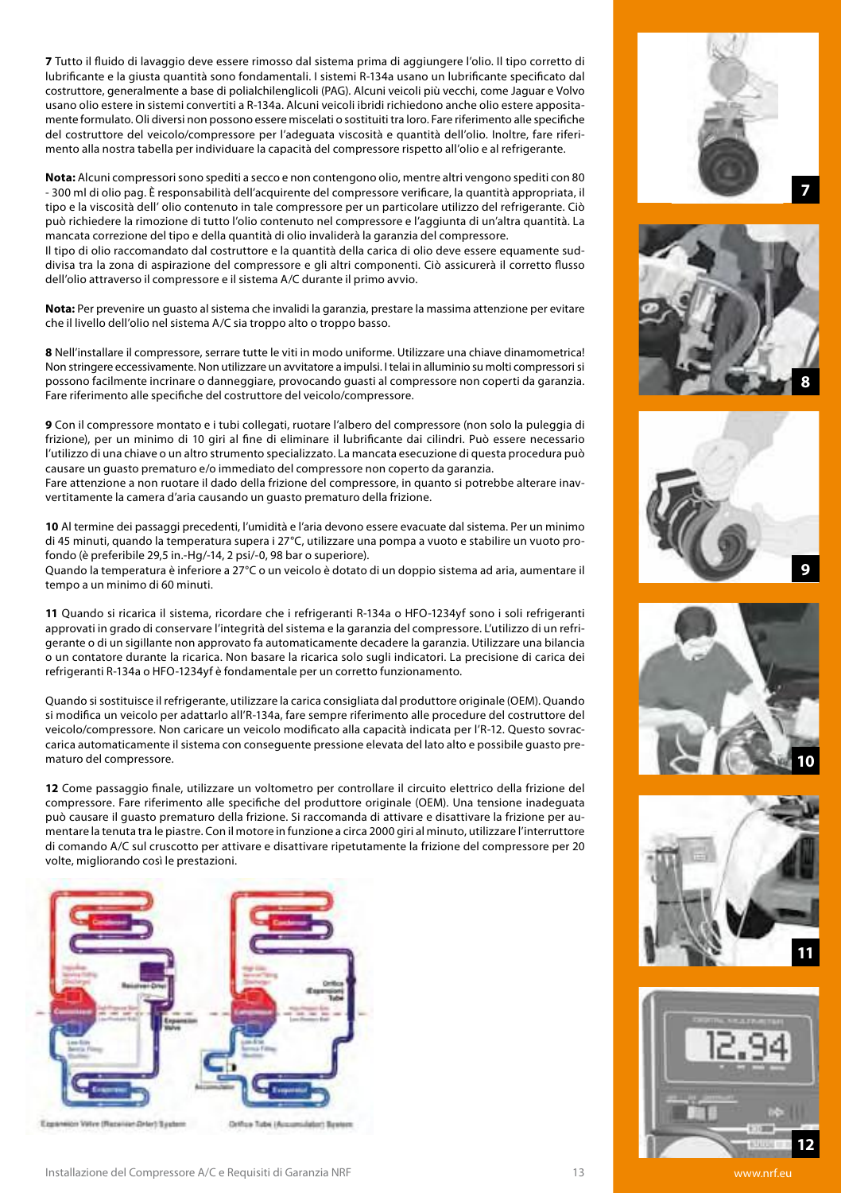**7** Tutto il fluido di lavaggio deve essere rimosso dal sistema prima di aggiungere l'olio. Il tipo corretto di lubrificante e la giusta quantità sono fondamentali. I sistemi R-134a usano un lubrificante specificato dal costruttore, generalmente a base di polialchilenglicoli (PAG). Alcuni veicoli più vecchi, come Jaguar e Volvo usano olio estere in sistemi convertiti a R-134a. Alcuni veicoli ibridi richiedono anche olio estere appositamente formulato. Oli diversi non possono essere miscelati o sostituiti tra loro. Fare riferimento alle specifiche del costruttore del veicolo/compressore per l'adeguata viscosità e quantità dell'olio. Inoltre, fare riferimento alla nostra tabella per individuare la capacità del compressore rispetto all'olio e al refrigerante.

**Nota:** Alcuni compressori sono spediti a secco e non contengono olio, mentre altri vengono spediti con 80 - 300 ml di olio pag. È responsabilità dell'acquirente del compressore verificare, la quantità appropriata, il tipo e la viscosità dell' olio contenuto in tale compressore per un particolare utilizzo del refrigerante. Ciò può richiedere la rimozione di tutto l'olio contenuto nel compressore e l'aggiunta di un'altra quantità. La mancata correzione del tipo e della quantità di olio invaliderà la garanzia del compressore.
Il tipo di olio raccomandato dal costruttore e la quantità della carica di olio deve essere equamente suddivisa tra la zona di aspirazione del compressore e gli altri componenti. Ciò assicurerà il corretto flusso dell'olio attraverso il compressore e il sistema A/C durante il primo avvio.

**Nota:** Per prevenire un guasto al sistema che invalidi la garanzia, prestare la massima attenzione per evitare che il livello dell'olio nel sistema A/C sia troppo alto o troppo basso.

**8** Nell'installare il compressore, serrare tutte le viti in modo uniforme. Utilizzare una chiave dinamometrica! Non stringere eccessivamente. Non utilizzare un avvitatore a impulsi. I telai in alluminio su molti compressori si possono facilmente incrinare o danneggiare, provocando guasti al compressore non coperti da garanzia. Fare riferimento alle specifiche del costruttore del veicolo/compressore.

**9** Con il compressore montato e i tubi collegati, ruotare l'albero del compressore (non solo la puleggia di frizione), per un minimo di 10 giri al fine di eliminare il lubrificante dai cilindri. Può essere necessario l'utilizzo di una chiave o un altro strumento specializzato. La mancata esecuzione di questa procedura può causare un guasto prematuro e/o immediato del compressore non coperto da garanzia.
Fare attenzione a non ruotare il dado della frizione del compressore, in quanto si potrebbe alterare inavvertitamente la camera d'aria causando un guasto prematuro della frizione.

**10** Al termine dei passaggi precedenti, l'umidità e l'aria devono essere evacuate dal sistema. Per un minimo di 45 minuti, quando la temperatura supera i 27°C, utilizzare una pompa a vuoto e stabilire un vuoto profondo (è preferibile 29,5 in.-Hg/-14, 2 psi/-0, 98 bar o superiore).
Quando la temperatura è inferiore a 27°C o un veicolo è dotato di un doppio sistema ad aria, aumentare il tempo a un minimo di 60 minuti.

**11** Quando si ricarica il sistema, ricordare che i refrigeranti R-134a o HFO-1234yf sono i soli refrigeranti approvati in grado di conservare l'integrità del sistema e la garanzia del compressore. L'utilizzo di un refrigerante o di un sigillante non approvato fa automaticamente decadere la garanzia. Utilizzare una bilancia o un contatore durante la ricarica. Non basare la ricarica solo sugli indicatori. La precisione di carica dei refrigeranti R-134a o HFO-1234yf è fondamentale per un corretto funzionamento.

Quando si sostituisce il refrigerante, utilizzare la carica consigliata dal produttore originale (OEM). Quando si modifica un veicolo per adattarlo all'R-134a, fare sempre riferimento alle procedure del costruttore del veicolo/compressore. Non caricare un veicolo modificato alla capacità indicata per l'R-12. Questo sovraccarica automaticamente il sistema con conseguente pressione elevata del lato alto e possibile guasto prematuro del compressore.

**12** Come passaggio finale, utilizzare un voltometro per controllare il circuito elettrico della frizione del compressore. Fare riferimento alle specifiche del produttore originale (OEM). Una tensione inadeguata può causare il guasto prematuro della frizione. Si raccomanda di attivare e disattivare la frizione per aumentare la tenuta tra le piastre. Con il motore in funzione a circa 2000 giri al minuto, utilizzare l'interruttore di comando A/C sul cruscotto per attivare e disattivare ripetutamente la frizione del compressore per 20 volte, migliorando così le prestazioni.

Expansion Valve (Receiver-Drier) System

Orifice Tube (Accumulator) System

7

8

9

10

11

12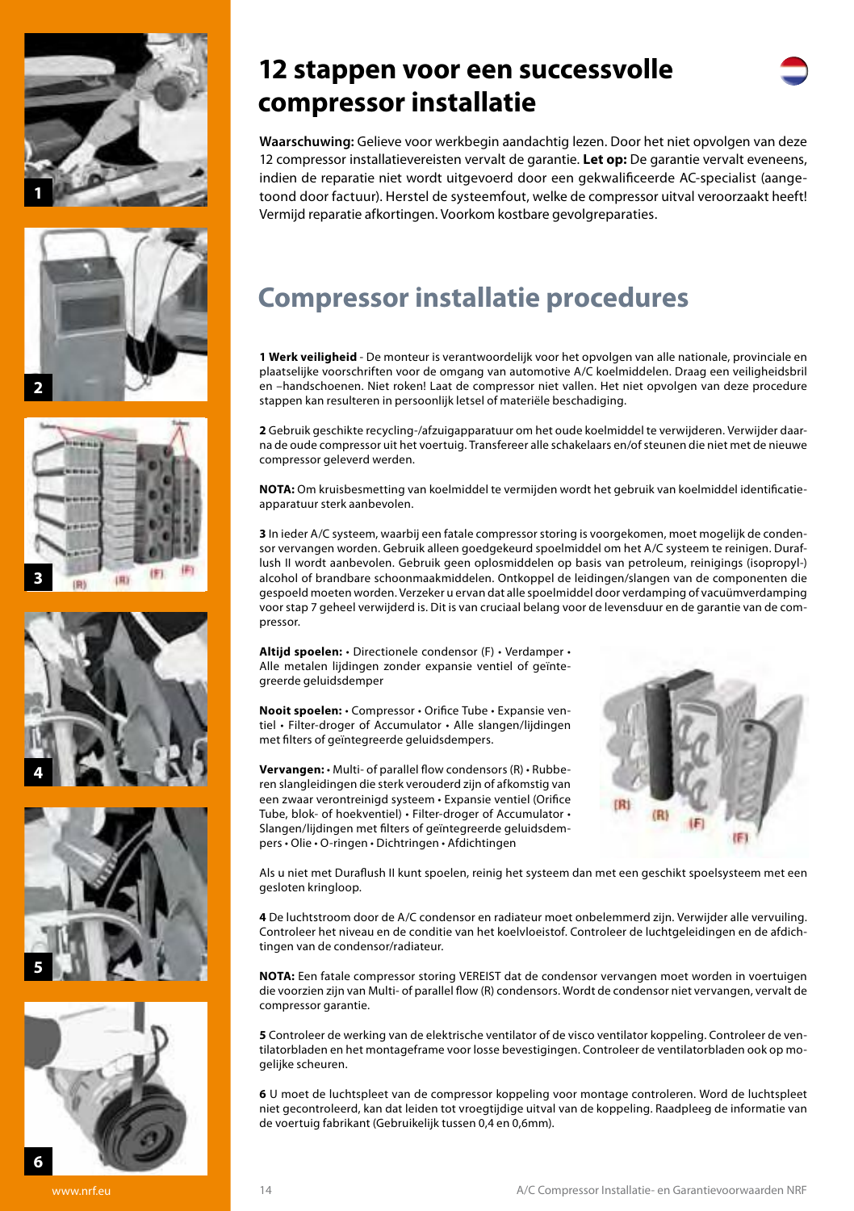# 12 stappen voor een successvolle compressor installatie

**Waarschuwing:** Gelieve voor werkbegin aandachtig lezen. Door het niet opvolgen van deze 12 compressor installatievereisten vervalt de garantie. **Let op:** De garantie vervalt eveneens, indien de reparatie niet wordt uitgevoerd door een gekwalificeerde AC-specialist (aangetoond door factuur). Herstel de systeemfout, welke de compressor uitval veroorzaakt heeft! Vermijd reparatie afkortingen. Voorkom kostbare gevolgreparaties.

## Compressor installatie procedures

**1 Werk veiligheid** - De monteur is verantwoordelijk voor het opvolgen van alle nationale, provinciale en plaatselijke voorschriften voor de omgang van automotive A/C koelmiddelen. Draag een veiligheidsbril en –handschoenen. Niet roken! Laat de compressor niet vallen. Het niet opvolgen van deze procedure stappen kan resulteren in persoonlijk letsel of materiële beschadiging.

**2** Gebruik geschikte recycling-/afzuigapparatuur om het oude koelmiddel te verwijderen. Verwijder daarna de oude compressor uit het voertuig. Transfereer alle schakelaars en/of steunen die niet met de nieuwe compressor geleverd werden.

**NOTA:** Om kruisbesmetting van koelmiddel te vermijden wordt het gebruik van koelmiddel identificatie-apparatuur sterk aanbevolen.

**3** In ieder A/C systeem, waarbij een fatale compressor storing is voorgekomen, moet mogelijk de condensor vervangen worden. Gebruik alleen goedgekeurd spoelmiddel om het A/C systeem te reinigen. Duraflush II wordt aanbevolen. Gebruik geen oplosmiddelen op basis van petroleum, reinigings (isopropyl-) alcohol of brandbare schoonmaakmiddelen. Ontkoppel de leidingen/slangen van de componenten die gespoeld moeten worden. Verzeker u ervan dat alle spoelmiddel door verdamping of vacuümverdamping voor stap 7 geheel verwijderd is. Dit is van cruciaal belang voor de levensduur en de garantie van de compressor.

**Altijd spoelen:** • Directionele condensor (F) • Verdamper • Alle metalen lijdingen zonder expansie ventiel of geïntegreerde geluidsdemper

**Nooit spoelen:** • Compressor • Orifice Tube • Expansie ventiel • Filter-droger of Accumulator • Alle slangen/lijdingen met filters of geïntegreerde geluidsdempers.

**Vervangen:** • Multi- of parallel flow condensors (R) • Rubberen slangleidingen die sterk verouderd zijn of afkomstig van een zwaar verontreinigd systeem • Expansie ventiel (Orifice Tube, blok- of hoekventiel) • Filter-droger of Accumulator • Slangen/lijdingen met filters of geïntegreerde geluidsdempers • Olie • O-ringen • Dichtringen • Afdichtingen

Als u niet met Duraflush II kunt spoelen, reinig het systeem dan met een geschikt spoelsysteem met een gesloten kringloop.

**4** De luchtstroom door de A/C condensor en radiateur moet onbelemmerd zijn. Verwijder alle vervuiling. Controleer het niveau en de conditie van het koelvloeistof. Controleer de luchtgeleidingen en de afdichtingen van de condensor/radiateur.

**NOTA:** Een fatale compressor storing VEREIST dat de condensor vervangen moet worden in voertuigen die voorzien zijn van Multi- of parallel flow (R) condensors. Wordt de condensor niet vervangen, vervalt de compressor garantie.

**5** Controleer de werking van de elektrische ventilator of de visco ventilator koppeling. Controleer de ventilatorbladen en het montageframe voor losse bevestigingen. Controleer de ventilatorbladen ook op mogelijke scheuren.

**6** U moet de luchtspleet van de compressor koppeling voor montage controleren. Word de luchtspleet niet gecontroleerd, kan dat leiden tot vroegtijdige uitval van de koppeling. Raadpleeg de informatie van de voertuig fabrikant (Gebruikelijk tussen 0,4 en 0,6mm).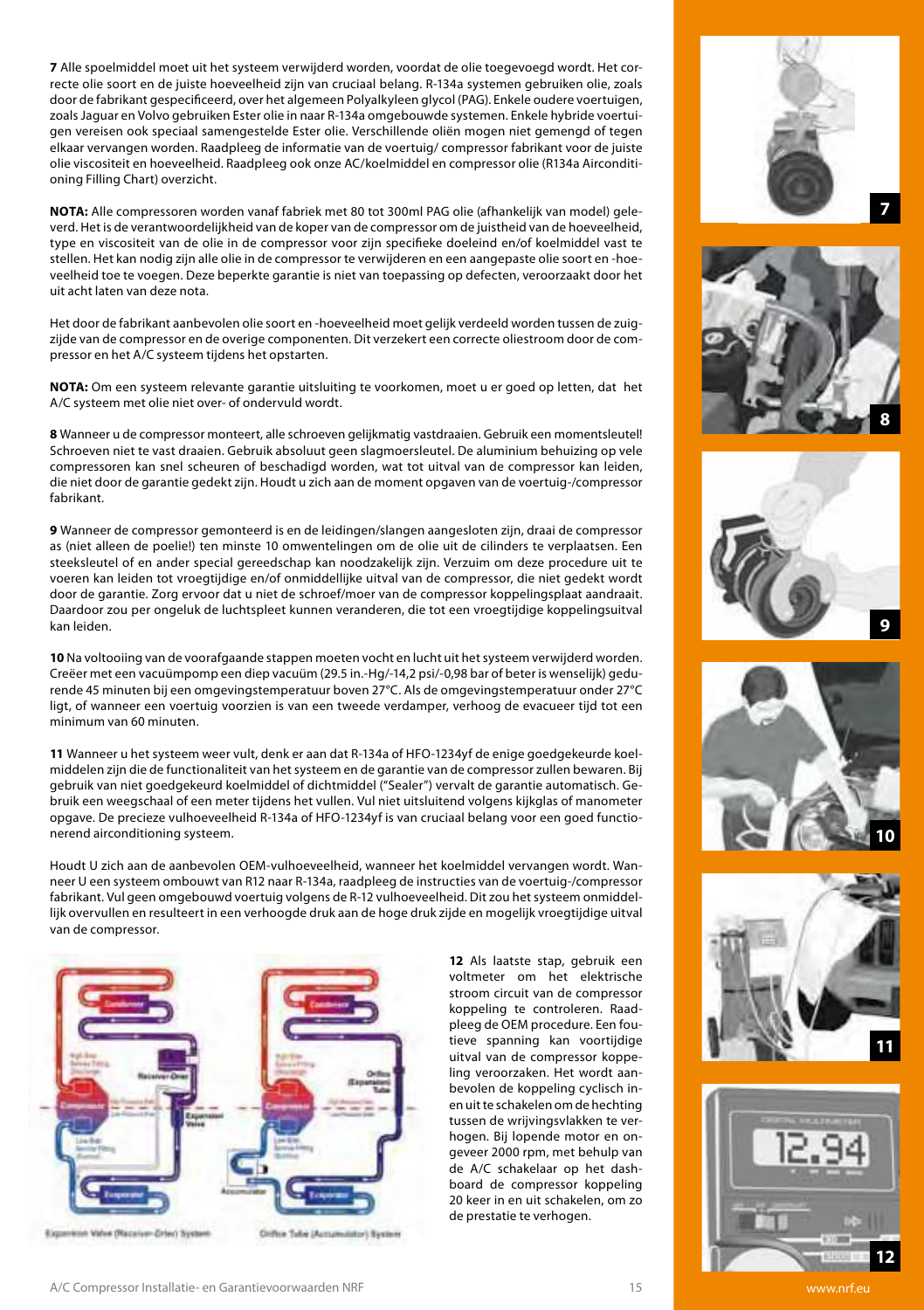**7** Alle spoelmiddel moet uit het systeem verwijderd worden, voordat de olie toegevoegd wordt. Het correcte olie soort en de juiste hoeveelheid zijn van cruciaal belang. R-134a systemen gebruiken olie, zoals door de fabrikant gespecificeerd, over het algemeen Polyalkyleen glycol (PAG). Enkele oudere voertuigen, zoals Jaguar en Volvo gebruiken Ester olie in naar R-134a omgebouwde systemen. Enkele hybride voertuigen vereisen ook speciaal samengestelde Ester olie. Verschillende oliën mogen niet gemengd of tegen elkaar vervangen worden. Raadpleeg de informatie van de voertuig/ compressor fabrikant voor de juiste olie viscositeit en hoeveelheid. Raadpleeg ook onze AC/koelmiddel en compressor olie (R134a Airconditioning Filling Chart) overzicht.

**NOTA:** Alle compressoren worden vanaf fabriek met 80 tot 300ml PAG olie (afhankelijk van model) geleverd. Het is de verantwoordelijkheid van de koper van de compressor om de juistheid van de hoeveelheid, type en viscositeit van de olie in de compressor voor zijn specifieke doeleind en/of koelmiddel vast te stellen. Het kan nodig zijn alle olie in de compressor te verwijderen en een aangepaste olie soort en -hoeveelheid toe te voegen. Deze beperkte garantie is niet van toepassing op defecten, veroorzaakt door het uit acht laten van deze nota.

Het door de fabrikant aanbevolen olie soort en -hoeveelheid moet gelijk verdeeld worden tussen de zuigzijde van de compressor en de overige componenten. Dit verzekert een correcte oliestroom door de compressor en het A/C systeem tijdens het opstarten.

**NOTA:** Om een systeem relevante garantie uitsluiting te voorkomen, moet u er goed op letten, dat het A/C systeem met olie niet over- of ondervuld wordt.

**8** Wanneer u de compressor monteert, alle schroeven gelijkmatig vastdraaien. Gebruik een momentsleutel! Schroeven niet te vast draaien. Gebruik absoluut geen slagmoersleutel. De aluminium behuizing op vele compressoren kan snel scheuren of beschadigd worden, wat tot uitval van de compressor kan leiden, die niet door de garantie gedekt zijn. Houdt u zich aan de moment opgaven van de voertuig-/compressor fabrikant.

**9** Wanneer de compressor gemonteerd is en de leidingen/slangen aangesloten zijn, draai de compressor as (niet alleen de poelie!) ten minste 10 omwentelingen om de olie uit de cilinders te verplaatsen. Een steeksleutel of en ander special gereedschap kan noodzakelijk zijn. Verzuim om deze procedure uit te voeren kan leiden tot vroegtijdige en/of onmiddellijke uitval van de compressor, die niet gedekt wordt door de garantie. Zorg ervoor dat u niet de schroef/moer van de compressor koppelingsplaat aandraait. Daardoor zou per ongeluk de luchtspleet kunnen veranderen, die tot een vroegtijdige koppelingsuitval kan leiden.

**10** Na voltooiing van de voorafgaande stappen moeten vocht en lucht uit het systeem verwijderd worden. Creëer met een vacuümpomp een diep vacuüm (29.5 in.-Hg/-14,2 psi/-0,98 bar of beter is wenselijk) gedurende 45 minuten bij een omgevingstemperatuur boven 27°C. Als de omgevingstemperatuur onder 27°C ligt, of wanneer een voertuig voorzien is van een tweede verdamper, verhoog de evacueer tijd tot een minimum van 60 minuten.

**11** Wanneer u het systeem weer vult, denk er aan dat R-134a of HFO-1234yf de enige goedgekeurde koelmiddelen zijn die de functionaliteit van het systeem en de garantie van de compressor zullen bewaren. Bij gebruik van niet goedgekeurd koelmiddel of dichtmiddel ("Sealer") vervalt de garantie automatisch. Gebruik een weegschaal of een meter tijdens het vullen. Vul niet uitsluitend volgens kijkglas of manometer opgave. De precieze vulhoeveelheid R-134a of HFO-1234yf is van cruciaal belang voor een goed functionerend airconditioning systeem.

Houdt U zich aan de aanbevolen OEM-vulhoeveelheid, wanneer het koelmiddel vervangen wordt. Wanneer U een systeem ombouwt van R12 naar R-134a, raadpleeg de instructies van de voertuig-/compressor fabrikant. Vul geen omgebouwd voertuig volgens de R-12 vulhoeveelheid. Dit zou het systeem onmiddellijk overvullen en resulteert in een verhoogde druk aan de hoge druk zijde en mogelijk vroegtijdige uitval van de compressor.

Expansion Valve (Receiver-Drier) System

Orifice Tube (Accumulator) System

**12** Als laatste stap, gebruik een voltmeter om het elektrische stroom circuit van de compressor koppeling te controleren. Raadpleeg de OEM procedure. Een foutieve spanning kan voortijdige uitval van de compressor koppeling veroorzaken. Het wordt aanbevolen de koppeling cyclisch in- en uit te schakelen om de hechting tussen de wrijvingsvlakken te verhogen. Bij lopende motor en ongeveer 2000 rpm, met behulp van de A/C schakelaar op het dashboard de compressor koppeling 20 keer in en uit schakelen, om zo de prestatie te verhogen.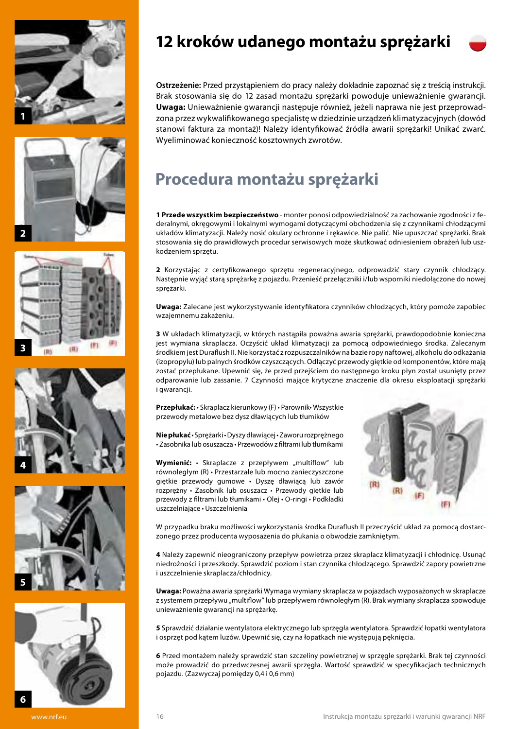# 12 kroków udanego montażu sprężarki

**Ostrzeżenie:** Przed przystąpieniem do pracy należy dokładnie zapoznać się z treścią instrukcji. Brak stosowania się do 12 zasad montażu sprężarki powoduje unieważnienie gwarancji. **Uwaga:** Unieważnienie gwarancji następuje również, jeżeli naprawa nie jest przeprowadzona przez wykwalifikowanego specjalistę w dziedzinie urządzeń klimatyzacyjnych (dowód stanowi faktura za montaż)! Należy identyfikować źródła awarii sprężarki! Unikać zwarć. Wyeliminować konieczność kosztownych zwrotów.

## Procedura montażu sprężarki

**1 Przede wszystkim bezpieczeństwo** - monter ponosi odpowiedzialność za zachowanie zgodności z federalnymi, okręgowymi i lokalnymi wymogami dotyczącymi obchodzenia się z czynnikami chłodzącymi układów klimatyzacji. Należy nosić okulary ochronne i rękawice. Nie palić. Nie upuszczać sprężarki. Brak stosowania się do prawidłowych procedur serwisowych może skutkować odniesieniem obrażeń lub uszkodzeniem sprzętu.

**2** Korzystając z certyfikowanego sprzętu regeneracyjnego, odprowadzić stary czynnik chłodzący. Następnie wyjąć starą sprężarkę z pojazdu. Przenieść przełączniki i/lub wsporniki niedołączone do nowej sprężarki.

**Uwaga:** Zalecane jest wykorzystywanie identyfikatora czynników chłodzących, który pomoże zapobiec wzajemnemu zakażeniu.

**3** W układach klimatyzacji, w których nastąpiła poważna awaria sprężarki, prawdopodobnie konieczna jest wymiana skraplacza. Oczyścić układ klimatyzacji za pomocą odpowiedniego środka. Zalecanym środkiem jest Duraflush II. Nie korzystać z rozpuszczalników na bazie ropy naftowej, alkoholu do odkażania (izopropylu) lub palnych środków czyszczących. Odłączyć przewody giętkie od komponentów, które mają zostać przepłukane. Upewnić się, że przed przejściem do następnego kroku płyn został usunięty przez odparowanie lub zassanie. 7 Czynności mające krytyczne znaczenie dla okresu eksploatacji sprężarki i gwarancji.

**Przepłukać:** • Skraplacz kierunkowy (F) • Parownik• Wszystkie przewody metalowe bez dysz dławiących lub tłumików

**Nie płukać** • Sprężarki • Dyszy dławiącej • Zaworu rozprężnego • Zasobnika lub osuszacza • Przewodów z filtrami lub tłumikami

**Wymienić:** • Skraplacze z przepływem „multiflow" lub równoległym (R) • Przestarzałe lub mocno zanieczyszczone giętkie przewody gumowe • Dyszę dławiącą lub zawór rozprężny • Zasobnik lub osuszacz • Przewody giętkie lub przewody z filtrami lub tłumikami • Olej • O-ringi • Podkładki uszczelniające • Uszczelnienia

W przypadku braku możliwości wykorzystania środka Duraflush II przeczyścić układ za pomocą dostarczonego przez producenta wyposażenia do płukania o obwodzie zamkniętym.

**4** Należy zapewnić nieograniczony przepływ powietrza przez skraplacz klimatyzacji i chłodnicę. Usunąć niedrożności i przeszkody. Sprawdzić poziom i stan czynnika chłodzącego. Sprawdzić zapory powietrzne i uszczelnienie skraplacza/chłodnicy.

**Uwaga:** Poważna awaria sprężarki Wymaga wymiany skraplacza w pojazdach wyposażonych w skraplacze z systemem przepływu „multiflow" lub przepływem równoległym (R). Brak wymiany skraplacza spowoduje unieważnienie gwarancji na sprężarkę.

**5** Sprawdzić działanie wentylatora elektrycznego lub sprzęgła wentylatora. Sprawdzić łopatki wentylatora i osprzęt pod kątem luzów. Upewnić się, czy na łopatkach nie występują pęknięcia.

**6** Przed montażem należy sprawdzić stan szczeliny powietrznej w sprzęgle sprężarki. Brak tej czynności może prowadzić do przedwczesnej awarii sprzęgła. Wartość sprawdzić w specyfikacjach technicznych pojazdu. (Zazwyczaj pomiędzy 0,4 i 0,6 mm)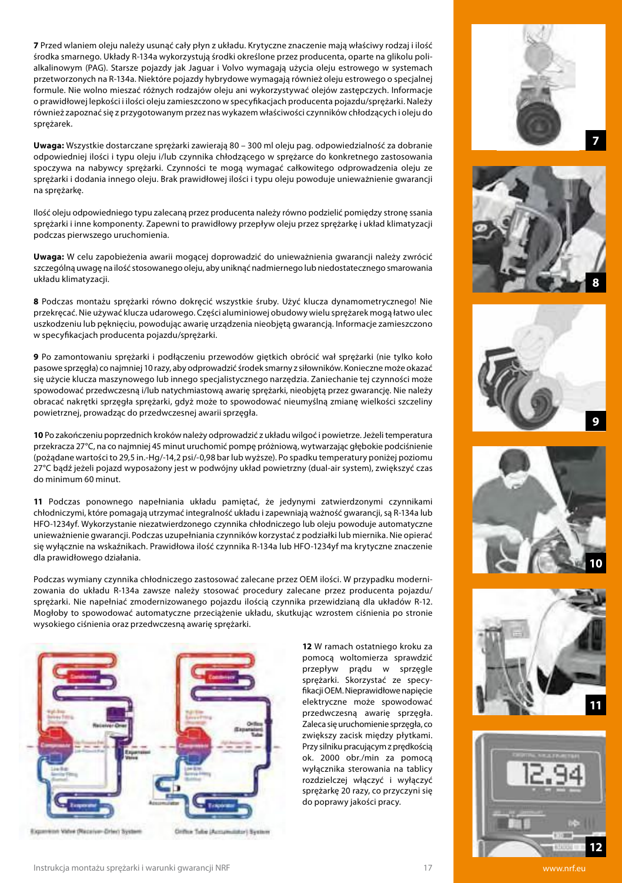**7** Przed wlaniem oleju należy usunąć cały płyn z układu. Krytyczne znaczenie mają właściwy rodzaj i ilość środka smarnego. Układy R-134a wykorzystują środki określone przez producenta, oparte na glikolu polialkalinowym (PAG). Starsze pojazdy jak Jaguar i Volvo wymagają użycia oleju estrowego w systemach przetworzonych na R-134a. Niektóre pojazdy hybrydowe wymagają również oleju estrowego o specjalnej formule. Nie wolno mieszać różnych rodzajów oleju ani wykorzystywać olejów zastępczych. Informacje o prawidłowej lepkości i ilości oleju zamieszczono w specyfikacjach producenta pojazdu/sprężarki. Należy również zapoznać się z przygotowanym przez nas wykazem właściwości czynników chłodzących i oleju do sprężarek.

**Uwaga:** Wszystkie dostarczane sprężarki zawierają 80 – 300 ml oleju pag. odpowiedzialność za dobranie odpowiedniej ilości i typu oleju i/lub czynnika chłodzącego w sprężarce do konkretnego zastosowania spoczywa na nabywcy sprężarki. Czynności te mogą wymagać całkowitego odprowadzenia oleju ze sprężarki i dodania innego oleju. Brak prawidłowej ilości i typu oleju powoduje unieważnienie gwarancji na sprężarkę.

Ilość oleju odpowiedniego typu zalecaną przez producenta należy równo podzielić pomiędzy stronę ssania sprężarki i inne komponenty. Zapewni to prawidłowy przepływ oleju przez sprężarkę i układ klimatyzacji podczas pierwszego uruchomienia.

**Uwaga:** W celu zapobieżenia awarii mogącej doprowadzić do unieważnienia gwarancji należy zwrócić szczególną uwagę na ilość stosowanego oleju, aby uniknąć nadmiernego lub niedostatecznego smarowania układu klimatyzacji.

**8** Podczas montażu sprężarki równo dokręcić wszystkie śruby. Użyć klucza dynamometrycznego! Nie przekręcać. Nie używać klucza udarowego. Części aluminiowej obudowy wielu sprężarek mogą łatwo ulec uszkodzeniu lub pęknięciu, powodując awarię urządzenia nieobjętą gwarancją. Informacje zamieszczono w specyfikacjach producenta pojazdu/sprężarki.

**9** Po zamontowaniu sprężarki i podłączeniu przewodów giętkich obrócić wał sprężarki (nie tylko koło pasowe sprzęgła) co najmniej 10 razy, aby odprowadzić środek smarny z siłowników. Konieczne może okazać się użycie klucza maszynowego lub innego specjalistycznego narzędzia. Zaniechanie tej czynności może spowodować przedwczesną i/lub natychmiastową awarię sprężarki, nieobjętą przez gwarancję. Nie należy obracać nakrętki sprzęgła sprężarki, gdyż może to spowodować nieumyślną zmianę wielkości szczeliny powietrznej, prowadząc do przedwczesnej awarii sprzęgła.

**10** Po zakończeniu poprzednich kroków należy odprowadzić z układu wilgoć i powietrze. Jeżeli temperatura przekracza 27°C, na co najmniej 45 minut uruchomić pompę próżniową, wytwarzając głębokie podciśnienie (pożądane wartości to 29,5 in.-Hg/-14,2 psi/-0,98 bar lub wyższe). Po spadku temperatury poniżej poziomu 27°C bądź jeżeli pojazd wyposażony jest w podwójny układ powietrzny (dual-air system), zwiększyć czas do minimum 60 minut.

**11** Podczas ponownego napełniania układu pamiętać, że jedynymi zatwierdzonymi czynnikami chłodniczymi, które pomagają utrzymać integralność układu i zapewniają ważność gwarancji, są R-134a lub HFO-1234yf. Wykorzystanie niezatwierdzonego czynnika chłodniczego lub oleju powoduje automatyczne unieważnienie gwarancji. Podczas uzupełniania czynników korzystać z podziałki lub miernika. Nie opierać się wyłącznie na wskaźnikach. Prawidłowa ilość czynnika R-134a lub HFO-1234yf ma krytyczne znaczenie dla prawidłowego działania.

Podczas wymiany czynnika chłodniczego zastosować zalecane przez OEM ilości. W przypadku modernizowania do układu R-134a zawsze należy stosować procedury zalecane przez producenta pojazdu/sprężarki. Nie napełniać zmodernizowanego pojazdu ilością czynnika przewidzianą dla układów R-12. Mogłoby to spowodować automatyczne przeciążenie układu, skutkując wzrostem ciśnienia po stronie wysokiego ciśnienia oraz przedwczesną awarię sprężarki.

Expansion Valve (Receiver-Drier) System

Orifice Tube (Accumulator) System

**12** W ramach ostatniego kroku za pomocą woltomierza sprawdzić przepływ prądu w sprzęgle sprężarki. Skorzystać ze specyfikacji OEM. Nieprawidłowe napięcie elektryczne może spowodować przedwczesną awarię sprzęgła. Zaleca się uruchomienie sprzęgła, co zwiększy zacisk między płytkami. Przy silniku pracującym z prędkością ok. 2000 obr./min za pomocą wyłącznika sterowania na tablicy rozdzielczej włączyć i wyłączyć sprężarkę 20 razy, co przyczyni się do poprawy jakości pracy.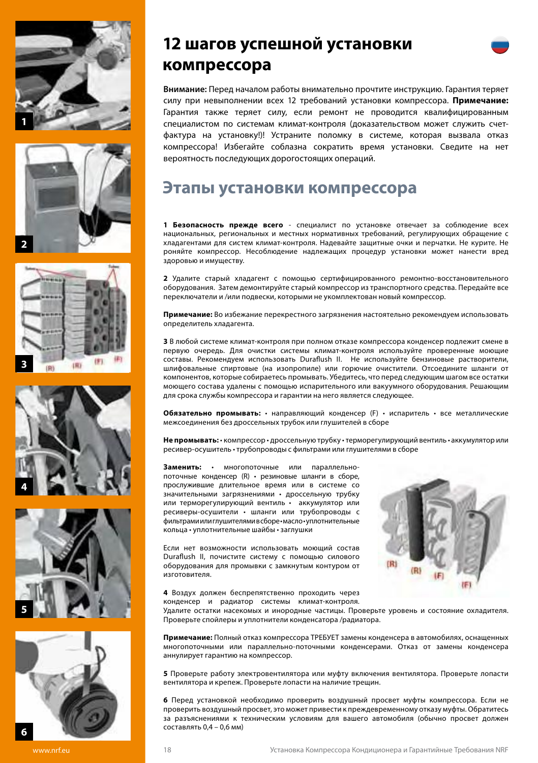# 12 шагов успешной установки компрессора

**Внимание:** Перед началом работы внимательно прочтите инструкцию. Гарантия теряет силу при невыполнении всех 12 требований установки компрессора. **Примечание:** Гарантия также теряет силу, если ремонт не проводится квалифицированным специалистом по системам климат-контроля (доказательством может служить счет-фактура на установку!)! Устраните поломку в системе, которая вызвала отказ компрессора! Избегайте соблазна сократить время установки. Сведите на нет вероятность последующих дорогостоящих операций.

## Этапы установки компрессора

**1 Безопасность прежде всего** - специалист по установке отвечает за соблюдение всех национальных, региональных и местных нормативных требований, регулирующих обращение с хладагентами для систем климат-контроля. Надевайте защитные очки и перчатки. Не курите. Не роняйте компрессор. Несоблюдение надлежащих процедур установки может нанести вред здоровью и имуществу.

**2** Удалите старый хладагент с помощью сертифицированного ремонтно-восстановительного оборудования. Затем демонтируйте старый компрессор из транспортного средства. Передайте все переключатели и /или подвески, которыми не укомплектован новый компрессор.

**Примечание:** Во избежание перекрестного загрязнения настоятельно рекомендуем использовать определитель хладагента.

**3** В любой системе климат-контроля при полном отказе компрессора конденсер подлежит смене в первую очередь. Для очистки системы климат-контроля используйте проверенные моющие составы. Рекомендуем использовать Duraflush II. Не используйте бензиновые растворители, шлифовальные спиртовые (на изопропиле) или горючие очистители. Отсоедините шланги от компонентов, которые собираетесь промывать. Убедитесь, что перед следующим шагом все остатки моющего состава удалены с помощью испарительного или вакуумного оборудования. Решающим для срока службы компрессора и гарантии на него является следующее.

**Обязательно промывать:** • направляющий конденсер (F) • испаритель • все металлические межсоединения без дроссельных трубок или глушителей в сборе

**Не промывать:** • компрессор • дроссельную трубку • терморегулирующий вентиль • аккумулятор или ресивер-осушитель • трубопроводы с фильтрами или глушителями в сборе

**Заменить:** • многопоточные или параллельно-поточные конденсер (R) • резиновые шланги в сборе, прослужившие длительное время или в системе со значительными загрязнениями • дроссельную трубку или терморегулирующий вентиль • аккумулятор или ресиверы-осушители • шланги или трубопроводы с фильтрами или глушителями в сборе • масло • уплотнительные кольца • уплотнительные шайбы • заглушки

Если нет возможности использовать моющий состав Duraflush II, почистите систему с помощью силового оборудования для промывки с замкнутым контуром от изготовителя.

**4** Воздух должен беспрепятственно проходить через конденсер и радиатор системы климат-контроля. Удалите остатки насекомых и инородные частицы. Проверьте уровень и состояние охладителя. Проверьте спойлеры и уплотнители конденсатора /радиатора.

**Примечание:** Полный отказ компрессора ТРЕБУЕТ замены конденсера в автомобилях, оснащенных многопоточными или параллельно-поточными конденсерами. Отказ от замены конденсера аннулирует гарантию на компрессор.

**5** Проверьте работу электровентилятора или муфту включения вентилятора. Проверьте лопасти вентилятора и крепеж. Проверьте лопасти на наличие трещин.

**6** Перед установкой необходимо проверить воздушный просвет муфты компрессора. Если не проверить воздушный просвет, это может привести к преждевременному отказу муфты. Обратитесь за разъяснениями к техническим условиям для вашего автомобиля (обычно просвет должен составлять 0,4 – 0,6 мм)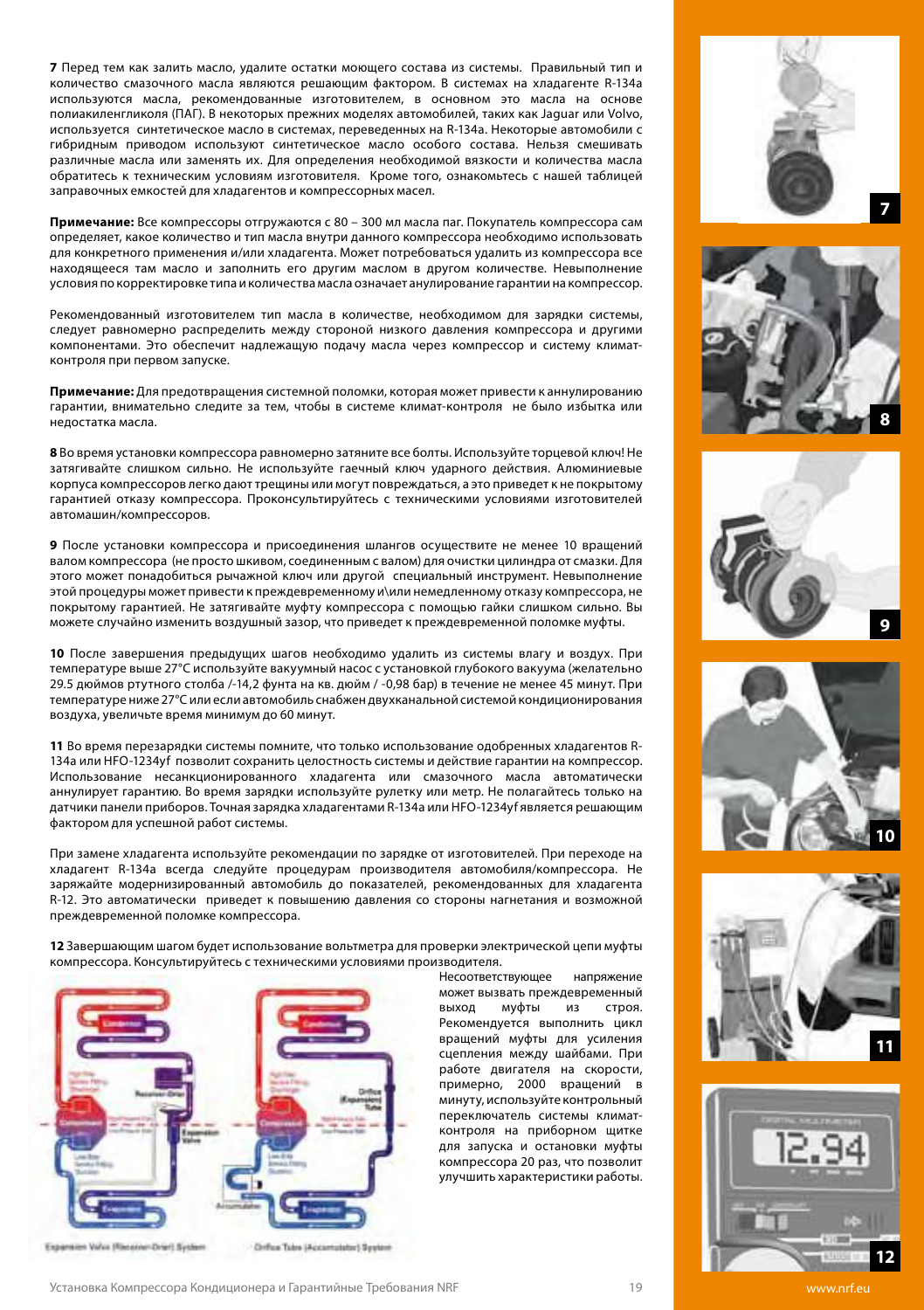**7** Перед тем как залить масло, удалите остатки моющего состава из системы. Правильный тип и количество смазочного масла являются решающим фактором. В системах на хладагенте R-134a используются масла, рекомендованные изготовителем, в основном это масла на основе полиакиленгликоля (ПАГ). В некоторых прежних моделях автомобилей, таких как Jaguar или Volvo, используется синтетическое масло в системах, переведенных на R-134a. Некоторые автомобили с гибридным приводом используют синтетическое масло особого состава. Нельзя смешивать различные масла или заменять их. Для определения необходимой вязкости и количества масла обратитесь к техническим условиям изготовителя. Кроме того, ознакомьтесь с нашей таблицей заправочных емкостей для хладагентов и компрессорных масел.

**Примечание:** Все компрессоры отгружаются с 80 – 300 мл масла паг. Покупатель компрессора сам определяет, какое количество и тип масла внутри данного компрессора необходимо использовать для конкретного применения и/или хладагента. Может потребоваться удалить из компрессора все находящееся там масло и заполнить его другим маслом в другом количестве. Невыполнение условия по корректировке типа и количества масла означает анулирование гарантии на компрессор.

Рекомендованный изготовителем тип масла в количестве, необходимом для зарядки системы, следует равномерно распределить между стороной низкого давления компрессора и другими компонентами. Это обеспечит надлежащую подачу масла через компрессор и систему климат-контроля при первом запуске.

**Примечание:** Для предотвращения системной поломки, которая может привести к аннулированию гарантии, внимательно следите за тем, чтобы в системе климат-контроля не было избытка или недостатка масла.

**8** Во время установки компрессора равномерно затяните все болты. Используйте торцевой ключ! Не затягивайте слишком сильно. Не используйте гаечный ключ ударного действия. Алюминиевые корпуса компрессоров легко дают трещины или могут повреждаться, а это приведет к не покрытому гарантией отказу компрессора. Проконсультируйтесь с техническими условиями изготовителей автомашин/компрессоров.

**9** После установки компрессора и присоединения шлангов осуществите не менее 10 вращений валом компрессора (не просто шкивом, соединенным с валом) для очистки цилиндра от смазки. Для этого может понадобиться рычажной ключ или другой специальный инструмент. Невыполнение этой процедуры может привести к преждевременному и\или немедленному отказу компрессора, не покрытому гарантией. Не затягивайте муфту компрессора с помощью гайки слишком сильно. Вы можете случайно изменить воздушный зазор, что приведет к преждевременной поломке муфты.

**10** После завершения предыдущих шагов необходимо удалить из системы влагу и воздух. При температуре выше 27°C используйте вакуумный насос с установкой глубокого вакуума (желательно 29.5 дюймов ртутного столба /-14,2 фунта на кв. дюйм / -0,98 бар) в течение не менее 45 минут. При температуре ниже 27°C или если автомобиль снабжен двухканальной системой кондиционирования воздуха, увеличьте время минимум до 60 минут.

**11** Во время перезарядки системы помните, что только использование одобренных хладагентов R-134a или HFO-1234yf позволит сохранить целостность системы и действие гарантии на компрессор. Использование несанкционированного хладагента или смазочного масла автоматически аннулирует гарантию. Во время зарядки используйте рулетку или метр. Не полагайтесь только на датчики панели приборов. Точная зарядка хладагентами R-134a или HFO-1234yf является решающим фактором для успешной работ системы.

При замене хладагента используйте рекомендации по зарядке от изготовителей. При переходе на хладагент R-134a всегда следуйте процедурам производителя автомобиля/компрессора. Не заряжайте модернизированный автомобиль до показателей, рекомендованных для хладагента R-12. Это автоматически приведет к повышению давления со стороны нагнетания и возможной преждевременной поломке компрессора.

**12** Завершающим шагом будет использование вольтметра для проверки электрической цепи муфты компрессора. Консультируйтесь с техническими условиями производителя.

Несоответствующее напряжение может вызвать преждевременный выход муфты из строя. Рекомендуется выполнить цикл вращений муфты для усиления сцепления между шайбами. При работе двигателя на скорости, примерно, 2000 вращений в минуту, используйте контрольный переключатель системы климат-контроля на приборном щитке для запуска и остановки муфты компрессора 20 раз, что позволит улучшить характеристики работы.

Expansion Valve (Receiver-Drier) System

Orifice Tube (Accumulator) System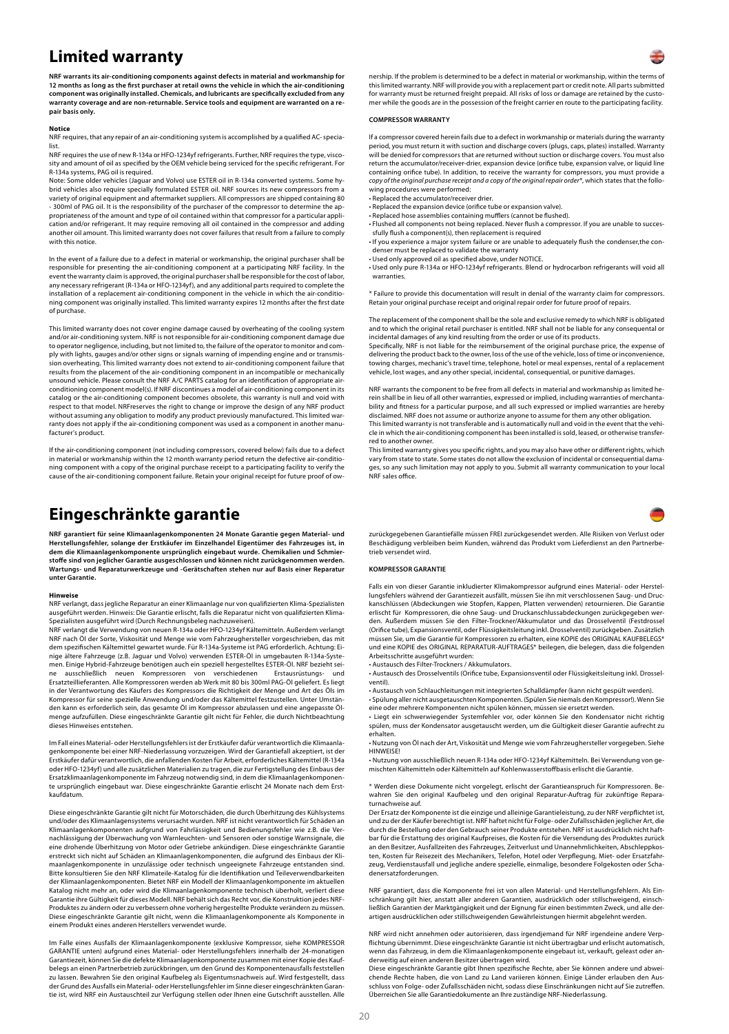# Limited warranty

**NRF warrants its air-conditioning components against defects in material and workmanship for 12 months as long as the first purchaser at retail owns the vehicle in which the air-conditioning component was originally installed. Chemicals, and lubricants are specifically excluded from any warranty coverage and are non-returnable. Service tools and equipment are warranted on a repair basis only.**

**Notice**

NRF requires, that any repair of an air-conditioning system is accomplished by a qualified AC- specialist.

NRF requires the use of new R-134a or HFO-1234yf refrigerants. Further, NRF requires the type, viscosity and amount of oil as specified by the OEM vehicle being serviced for the specific refrigerant. For R-134a systems, PAG oil is required.

Note: Some older vehicles (Jaguar and Volvo) use ESTER oil in R-134a converted systems. Some hybrid vehicles also require specially formulated ESTER oil. NRF sources its new compressors from a variety of original equipment and aftermarket suppliers. All compressors are shipped containing 80 - 300ml of PAG oil. It is the responsibility of the purchaser of the compressor to determine the appropriateness of the amount and type of oil contained within that compressor for a particular application and/or refrigerant. It may require removing all oil contained in the compressor and adding another oil amount. This limited warranty does not cover failures that result from a failure to comply with this notice.

In the event of a failure due to a defect in material or workmanship, the original purchaser shall be responsible for presenting the air-conditioning component at a participating NRF facility. In the event the warranty claim is approved, the original purchaser shall be responsible for the cost of labor, any necessary refrigerant (R-134a or HFO-1234yf), and any additional parts required to complete the installation of a replacement air-conditioning component in the vehicle in which the air-conditioning component was originally installed. This limited warranty expires 12 months after the first date of purchase.

This limited warranty does not cover engine damage caused by overheating of the cooling system and/or air-conditioning system. NRF is not responsible for air-conditioning component damage due to operator negligence, including, but not limited to, the failure of the operator to monitor and comply with lights, gauges and/or other signs or signals warning of impending engine and or transmission overheating. This limited warranty does not extend to air-conditioning component failure that results from the placement of the air-conditioning component in an incompatible or mechanically unsound vehicle. Please consult the NRF A/C PARTS catalog for an identification of appropriate air-conditioning component model(s). If NRF discontinues a model of air-conditioning component in its catalog or the air-conditioning component becomes obsolete, this warranty is null and void with respect to that model. NRFreserves the right to change or improve the design of any NRF product without assuming any obligation to modify any product previously manufactured. This limited warranty does not apply if the air-conditioning component was used as a component in another manufacturer's product.

If the air-conditioning component (not including compressors, covered below) fails due to a defect in material or workmanship within the 12 month warranty period return the defective air-conditioning component with a copy of the original purchase receipt to a participating facility to verify the cause of the air-conditioning component failure. Retain your original receipt for future proof of ownership. If the problem is determined to be a defect in material or workmanship, within the terms of this limited warranty. NRF will provide you with a replacement part or credit note. All parts submitted for warranty must be returned freight prepaid. All risks of loss or damage are retained by the customer while the goods are in the possession of the freight carrier en route to the participating facility.

**COMPRESSOR WARRANTY**

If a compressor covered herein fails due to a defect in workmanship or materials during the warranty period, you must return it with suction and discharge covers (plugs, caps, plates) installed. Warranty will be denied for compressors that are returned without suction or discharge covers. You must also return the accumulator/receiver-drier, expansion device (orifice tube, expansion valve, or liquid line containing orifice tube). In addition, to receive the warranty for compressors, you must provide a *copy of the original purchase receipt and a copy of the original repair order*\*, which states that the following procedures were performed:

- Replaced the accumulator/receiver drier.
- Replaced the expansion device (orifice tube or expansion valve).
- Replaced hose assemblies containing mufflers (cannot be flushed).
- Flushed all components not being replaced. Never flush a compressor. If you are unable to successfully flush a component(s), then replacement is required
- If you experience a major system failure or are unable to adequately flush the condenser,the condenser must be replaced to validate the warranty
- Used only approved oil as specified above, under NOTICE.
- Used only pure R-134a or HFO-1234yf refrigerants. Blend or hydrocarbon refrigerants will void all warranties.

\* Failure to provide this documentation will result in denial of the warranty claim for compressors. Retain your original purchase receipt and original repair order for future proof of repairs.

The replacement of the component shall be the sole and exclusive remedy to which NRF is obligated and to which the original retail purchaser is entitled. NRF shall not be liable for any consequential or incidental damages of any kind resulting from the order or use of its products.

Specifically, NRF is not liable for the reimbursement of the original purchase price, the expense of delivering the product back to the owner, loss of the use of the vehicle, loss of time or inconvenience, towing charges, mechanic's travel time, telephone, hotel or meal expenses, rental of a replacement vehicle, lost wages, and any other special, incidental, consequential, or punitive damages.

NRF warrants the component to be free from all defects in material and workmanship as limited herein shall be in lieu of all other warranties, expressed or implied, including warranties of merchantability and fitness for a particular purpose, and all such expressed or implied warranties are hereby disclaimed. NRF does not assume or authorize anyone to assume for them any other obligation.

This limited warranty is not transferable and is automatically null and void in the event that the vehicle in which the air-conditioning component has been installed is sold, leased, or otherwise transferred to another owner.

This limited warranty gives you specific rights, and you may also have other or different rights, which vary from state to state. Some states do not allow the exclusion of incidental or consequential damages, so any such limitation may not apply to you. Submit all warranty communication to your local NRF sales office.

# Eingeschränkte garantie

**NRF garantiert für seine Klimaanlagenkomponenten 24 Monate Garantie gegen Material- und Herstellungsfehler, solange der Erstkäufer im Einzelhandel Eigentümer des Fahrzeuges ist, in dem die Klimaanlagenkomponente ursprünglich eingebaut wurde. Chemikalien und Schmierstoffe sind von jeglicher Garantie ausgeschlossen und können nicht zurückgenommen werden. Wartungs- und Reparaturwerkzeuge und -Gerätschaften stehen nur auf Basis einer Reparatur unter Garantie.**

**Hinweise**

NRF verlangt, dass jegliche Reparatur an einer Klimaanlage nur von qualifizierten Klima-Spezialisten ausgeführt werden. Hinweis: Die Garantie erlischt, falls die Reparatur nicht von qualifizierten Klima-Spezialisten ausgeführt wird (Durch Rechnungsbeleg nachzuweisen).

NRF verlangt die Verwendung von neuen R-134a oder HFO-1234yf Kältemitteln. Außerdem verlangt NRF nach Öl der Sorte, Viskosität und Menge wie vom Fahrzeughersteller vorgeschrieben, das mit dem spezifischen Kältemittel gewartet wurde. Für R-134a-Systeme ist PAG erforderlich. Achtung: Einige ältere Fahrzeuge (z.B. Jaguar und Volvo) verwenden ESTER-Öl in umgebauten R-134a-Systemen. Einige Hybrid-Fahrzeuge benötigen auch ein speziell hergestelltes ESTER-Öl. NRF bezieht seine ausschließlich neuen Kompressoren von verschiedenen Erstausrüstungs- und Ersatzteillieferanten. Alle Kompressoren werden ab Werk mit 80 bis 300ml PAG-Öl geliefert. Es liegt in der Verantwortung des Käufers des Kompressors die Richtigkeit der Menge und Art des Öls im Kompressor für seine spezielle Anwendung und/oder das Kältemittel festzustellen. Unter Umständen kann es erforderlich sein, das gesamte Öl im Kompressor abzulassen und eine angepasste Ölmenge aufzufüllen. Diese eingeschränkte Garantie gilt nicht für Fehler, die durch Nichtbeachtung dieses Hinweises entstehen.

Im Fall eines Material- oder Herstellungsfehlers ist der Erstkäufer dafür verantwortlich die Klimaanlagenkomponente bei einer NRF-Niederlassung vorzuzeigen. Wird der Garantiefall akzeptiert, ist der Erstkäufer dafür verantwortlich, die anfallenden Kosten für Arbeit, erforderliches Kältemittel (R-134a oder HFO-1234yf) und alle zusätzlichen Materialien zu tragen, die zur Fertigstellung des Einbaus der Ersatzklimaanlagenkomponente im Fahrzeug notwendig sind, in dem die Klimaanlagenkomponente ursprünglich eingebaut war. Diese eingeschränkte Garantie erlischt 24 Monate nach dem Erstkaufdatum.

Diese eingeschränkte Garantie gilt nicht für Motorschäden, die durch Überhitzung des Kühlsystems und/oder des Klimaanlagensystems verursacht wurden. NRF ist nicht verantwortlich für Schäden an Klimaanlagenkomponenten aufgrund von Fahrlässigkeit und Bedienungsfehler wie z.B. die Vernachlässigung der Überwachung von Warnleuchten- und Sensoren oder sonstige Warnsignale, die eine drohende Überhitzung von Motor oder Getriebe ankündigen. Diese eingeschränkte Garantie erstreckt sich nicht auf Schäden an Klimaanlagenkomponenten, die aufgrund des Einbaus der Klimaanlagenkomponente in unzulässige oder technisch ungeeignete Fahrzeuge entstanden sind. Bitte konsultieren Sie den NRF Klimateile-Katalog für die Identifikation und Teileverwendbarkeiten der Klimaanlagenkomponenten. Bietet NRF ein Modell der Klimaanlagenkomponente im aktuellen Katalog nicht mehr an, oder wird die Klimaanlagenkomponente technisch überholt, verliert diese Garantie ihre Gültigkeit für dieses Modell. NRF behält sich das Recht vor, die Konstruktion jedes NRF-Produktes zu ändern oder zu verbessern ohne vorherig hergestellte Produkte verändern zu müssen. Diese eingeschränkte Garantie gilt nicht, wenn die Klimaanlagenkomponente als Komponente in einem Produkt eines anderen Herstellers verwendet wurde.

Im Falle eines Ausfalls der Klimaanlagenkomponente (exklusive Kompressor, siehe KOMPRESSOR GARANTIE unten) aufgrund eines Material- oder Herstellungsfehlers innerhalb der 24-monatigen Garantiezeit, können Sie die defekte Klimaanlagenkomponente zusammen mit einer Kopie des Kaufbelegs an einen Partnerbetrieb zurückbringen, um den Grund des Komponentenausfalls feststellen zu lassen. Bewahren Sie den original Kaufbeleg als Eigentumsnachweis auf. Wird festgestellt, dass der Grund des Ausfalls ein Material- oder Herstellungsfehler im Sinne dieser eingeschränkten Garantie ist, wird NRF ein Austauschteil zur Verfügung stellen oder Ihnen eine Gutschrift ausstellen. Alle zurückgegebenen Garantiefälle müssen FREI zurückgesendet werden. Alle Risiken von Verlust oder Beschädigung verbleiben beim Kunden, während das Produkt vom Lieferdienst an den Partnerbetrieb versendet wird.

**KOMPRESSOR GARANTIE**

Falls ein von dieser Garantie inkludierter Klimakompressor aufgrund eines Material- oder Herstellungsfehlers während der Garantiezeit ausfällt, müssen Sie ihn mit verschlossenen Saug- und Druckanschlüssen (Abdeckungen wie Stopfen, Kappen, Platten verwenden) retournieren. Die Garantie erlischt für Kompressoren, die ohne Saug- und Druckanschlussabdeckungen zurückgegeben werden. Außerdem müssen Sie den Filter-Trockner/Akkumulator und das Drosselventil (Festdrossel (Orifice tube), Expansionsventil, oder Flüssigkeitsleitung inkl. Drosselventil) zurückgeben. Zusätzlich müssen Sie, um die Garantie für Kompressoren zu erhalten, eine KOPIE des ORIGINAL KAUFBELEGS\* und eine KOPIE des ORIGINAL REPARATUR-AUFTRAGES\* beilegen, die belegen, dass die folgenden Arbeitsschritte ausgeführt wurden:

- Austausch des Filter-Trockners / Akkumulators.
- Austausch des Drosselventils (Orifice tube, Expansionsventil oder Flüssigkeitsleitung inkl. Drosselventil).
- Austausch von Schlauchleitungen mit integrierten Schalldämpfer (kann nicht gespült werden).
- Spülung aller nicht ausgetauschten Komponenten. (Spülen Sie niemals den Kompressor!). Wenn Sie eine oder mehrere Komponenten nicht spülen können, müssen sie ersetzt werden.
- Liegt ein schwerwiegender Systemfehler vor, oder können Sie den Kondensator nicht richtig spülen, muss der Kondensator ausgetauscht werden, um die Gültigkeit dieser Garantie aufrecht zu erhalten.
- Nutzung von Öl nach der Art, Viskosität und Menge wie vom Fahrzeughersteller vorgegeben. Siehe HINWEISE!
- Nutzung von ausschließlich neuen R-134a oder HFO-1234yf Kältemitteln. Bei Verwendung von gemischten Kältemitteln oder Kältemitteln auf Kohlenwasserstoffbasis erlischt die Garantie.

\* Werden diese Dokumente nicht vorgelegt, erlischt der Garantieanspruch für Kompressoren. Bewahren Sie den original Kaufbeleg und den original Reparatur-Auftrag für zukünftige Reparaturnachweise auf.

Der Ersatz der Komponente ist die einzige und alleinige Garantieleistung, zu der NRF verpflichtet ist, und zu der der Käufer berechtigt ist. NRF haftet nicht für Folge- oder Zufallsschäden jeglicher Art, die durch die Bestellung oder den Gebrauch seiner Produkte entstehen. NRF ist ausdrücklich nicht haftbar für die Erstattung des original Kaufpreises, die Kosten für die Versendung des Produktes zurück an den Besitzer, Ausfallzeiten des Fahrzeuges, Zeitverlust und Unannehmlichkeiten, Abschleppkosten, Kosten für Reisezeit des Mechanikers, Telefon, Hotel oder Verpflegung, Miet- oder Ersatzfahrzeug, Verdienstausfall und jegliche andere spezielle, einmalige, besondere Folgekosten oder Schadenersatzforderungen.

NRF garantiert, dass die Komponente frei ist von allen Material- und Herstellungsfehlern. Als Einschränkung gilt hier, anstatt aller anderen Garantien, ausdrücklich oder stillschweigend, einschließlich Garantien der Marktgängigkeit und der Eignung für einen bestimmten Zweck, und alle derartigen ausdrücklichen oder stillschweigenden Gewährleistungen hiermit abgelehnt werden.

NRF wird nicht annehmen oder autorisieren, dass irgendjemand für NRF irgendeine andere Verpflichtung übernimmt. Diese eingeschränkte Garantie ist nicht übertragbar und erlischt automatisch, wenn das Fahrzeug, in dem die Klimaanlagenkomponente eingebaut ist, verkauft, geleast oder anderweitig auf einen anderen Besitzer übertragen wird.

Diese eingeschränkte Garantie gibt Ihnen spezifische Rechte, aber Sie können andere und abweichende Rechte haben, die von Land zu Land variieren können. Einige Länder erlauben den Ausschluss von Folge- oder Zufallsschäden nicht, sodass diese Einschränkungen nicht auf Sie zutreffen. Überreichen Sie alle Garantiedokumente an Ihre zuständige NRF-Niederlassung.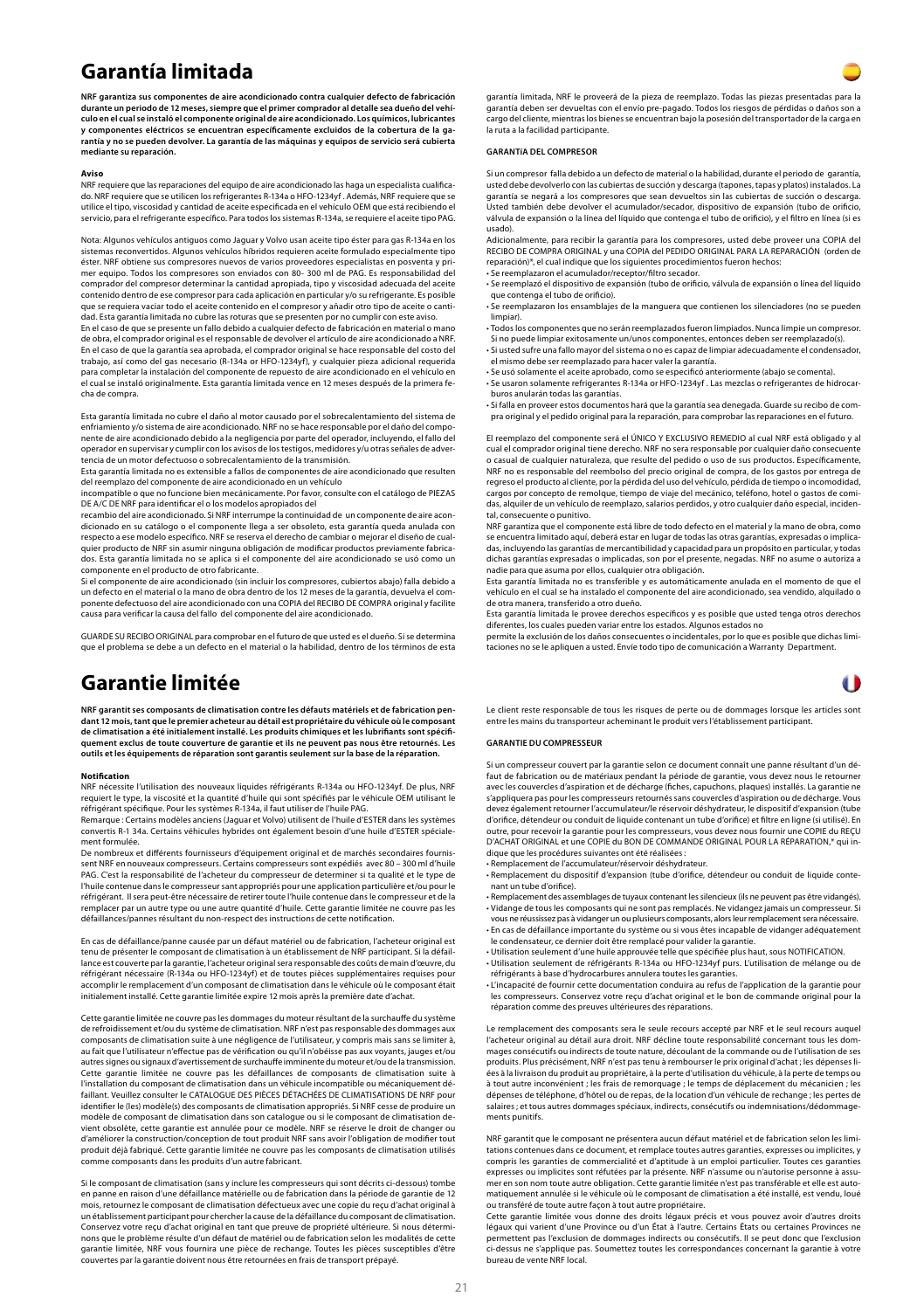# Garantía limitada

**NRF garantiza sus componentes de aire acondicionado contra cualquier defecto de fabricación durante un periodo de 12 meses, siempre que el primer comprador al detalle sea dueño del vehículo en el cual se instaló el componente original de aire acondicionado. Los químicos, lubricantes y componentes eléctricos se encuentran específicamente excluidos de la cobertura de la garantía y no se pueden devolver. La garantía de las máquinas y equipos de servicio será cubierta mediante su reparación.**

**Aviso**

NRF requiere que las reparaciones del equipo de aire acondicionado las haga un especialista cualificado. NRF requiere que se utilicen los refrigerantes R-134a o HFO-1234yf . Además, NRF requiere que se utilice el tipo, viscosidad y cantidad de aceite especificada en el vehículo OEM que esta recibiendo el servicio, para el refrigerante específico. Para todos los sistemas R-134a, se requiere el aceite tipo PAG.

Nota: Algunos vehículos antiguos como Jaguar y Volvo usan aceite tipo éster para gas R-134a en los sistemas reconvertidos. Algunos vehículos híbridos requieren aceite formulado especialmente tipo éster. NRF obtiene sus compresores nuevos de varios proveedores especialistas en posventa y primer equipo. Todos los compresores son enviados con 80- 300 ml de PAG. Es responsabilidad del comprador del compresor determinar la cantidad apropiada, tipo y viscosidad adecuada del aceite contenido dentro de ese compresor para cada aplicación en particular y/o su refrigerante. Es posible que se requiera vaciar todo el aceite contenido en el compresor y añadir otro tipo de aceite o cantidad. Esta garantía limitada no cubre las roturas que se presenten por no cumplir con este aviso.

En el caso de que se presente un fallo debido a cualquier defecto de fabricación en material o mano de obra, el comprador original es el responsable de devolver el artículo de aire acondicionado a NRF. En el caso de que la garantía sea aprobada, el comprador original se hace responsable del costo del trabajo, así como del gas necesario (R-134a or HFO-1234yf), y cualquier pieza adicional requerida para completar la instalación del componente de repuesto de aire acondicionado en el vehículo en el cual se instaló originalmente. Esta garantía limitada vence en 12 meses después de la primera fecha de compra.

Esta garantía limitada no cubre el daño al motor causado por el sobrecalentamiento del sistema de enfriamiento y/o sistema de aire acondicionado. NRF no se hace responsable por el daño del componente de aire acondicionado debido a la negligencia por parte del operador, incluyendo, el fallo del operador en supervisar y cumplir con los avisos de los testigos, medidores y/u otras señales de advertencia de un motor defectuoso o sobrecalentamiento de la transmisión.

Esta garantía limitada no es extensible a fallos de componentes de aire acondicionado que resulten del reemplazo del componente de aire acondicionado en un vehículo

incompatible o que no funcione bien mecánicamente. Por favor, consulte con el catálogo de PIEZAS DE A/C DE NRF para identificar el o los modelos apropiados del

recambio del aire acondicionado. Si NRF interrumpe la continuidad de un componente de aire acondicionado en su catálogo o el componente llega a ser obsoleto, esta garantía queda anulada con respecto a ese modelo específico. NRF se reserva el derecho de cambiar o mejorar el diseño de cualquier producto de NRF sin asumir ninguna obligación de modificar productos previamente fabricados. Esta garantía limitada no se aplica si el componente del aire acondicionado se usó como un componente en el producto de otro fabricante.

Si el componente de aire acondicionado (sin incluir los compresores, cubiertos abajo) falla debido a un defecto en el material o la mano de obra dentro de los 12 meses de la garantía, devuelva el componente defectuoso del aire acondicionado con una COPIA del RECIBO DE COMPRA original y facilite causa para verificar la causa del fallo del componente del aire acondicionado.

GUARDE SU RECIBO ORIGINAL para comprobar en el futuro de que usted es el dueño. Si se determina que el problema se debe a un defecto en el material o la habilidad, dentro de los términos de esta garantía limitada, NRF le proveerá de la pieza de reemplazo. Todas las piezas presentadas para la garantía deben ser devueltas con el envío pre-pagado. Todos los riesgos de pérdidas o daños son a cargo del cliente, mientras los bienes se encuentran bajo la posesión del transportador de la carga en la ruta a la facilidad participante.

**GARANTíA DEL COMPRESOR**

Si un compresor falla debido a un defecto de material o la habilidad, durante el periodo de garantía, usted debe devolverlo con las cubiertas de succión y descarga (tapones, tapas y platos) instalados. La garantía se negará a los compresores que sean devueltos sin las cubiertas de succión o descarga. Usted también debe devolver el acumulador/secador, dispositivo de expansión (tubo de orificio, válvula de expansión o la línea del líquido que contenga el tubo de orificio), y el filtro en línea (si es usado).

Adicionalmente, para recibir la garantía para los compresores, usted debe proveer una COPIA del RECIBO DE COMPRA ORIGINAL y una COPIA del PEDIDO ORIGINAL PARA LA REPARACIÓN (orden de reparación)*, el cual indique que los siguientes procedimientos fueron hechos:

- Se reemplazaron el acumulador/receptor/filtro secador.
- Se reemplazó el dispositivo de expansión (tubo de orificio, válvula de expansión o línea del líquido que contenga el tubo de orificio).
- Se reemplazaron los ensamblajes de la manguera que contienen los silenciadores (no se pueden limpiar).
- Todos los componentes que no serán reemplazados fueron limpiados. Nunca limpie un compresor. Si no puede limpiar exitosamente un/unos componentes, entonces deben ser reemplazado(s).
- Si usted sufre una fallo mayor del sistema o no es capaz de limpiar adecuadamente el condensador, el mismo debe ser reemplazado para hacer valer la garantía.
- Se usó solamente el aceite aprobado, como se especificó anteriormente (abajo se comenta).
- Se usaron solamente refrigerantes R-134a o HFO-1234yf . Las mezclas o refrigerantes de hidrocarburos anularán todas las garantías.
- Si falla en proveer estos documentos hará que la garantía sea denegada. Guarde su recibo de compra original y el pedido original para la reparación, para comprobar las reparaciones en el futuro.

El reemplazo del componente será el ÚNICO Y EXCLUSIVO REMEDIO al cual NRF está obligado y al cual el comprador original tiene derecho. NRF no sera responsable por cualquier daño consecuente o casual de cualquier naturaleza, que resulte del pedido o uso de sus productos. Específicamente, NRF no es responsable del reembolso del precio original de compra, de los gastos por entrega de regreso el producto al cliente, por la pérdida del uso del vehículo, pérdida de tiempo o incomodidad, cargos por concepto de remolque, tiempo de viaje del mecánico, teléfono, hotel o gastos de comidas, alquiler de un vehículo de reemplazo, salarios perdidos, y otro cualquier daño especial, incidental, consecuente o punitivo.

NRF garantiza que el componente está libre de todo defecto en el material y la mano de obra, como se encuentra limitado aquí, deberá estar en lugar de todas las otras garantías, expresadas o implicadas, incluyendo las garantías de mercantibilidad y capacidad para un propósito en particular, y todas dichas garantías expresadas o implicadas, son por el presente, negadas. NRF no asume o autoriza a nadie para que asuma por ellos, cualquier otra obligación.

Esta garantía limitada no es transferible y es automáticamente anulada en el momento de que el vehículo en el cual se ha instalado el componente del aire acondicionado, sea vendido, alquilado o de otra manera, transferido a otro dueño.

Esta garantía limitada le provee derechos específicos y es posible que usted tenga otros derechos diferentes, los cuales pueden variar entre los estados. Algunos estados no

permite la exclusión de los daños consecuentes o incidentales, por lo que es posible que dichas limitaciones no se le apliquen a usted. Envíe todo tipo de comunicación a Warranty Department.

# Garantie limitée

**NRF garantit ses composants de climatisation contre les défauts matériels et de fabrication pendant 12 mois, tant que le premier acheteur au détail est propriétaire du véhicule où le composant de climatisation a été initialement installé. Les produits chimiques et les lubrifiants sont spécifiquement exclus de toute couverture de garantie et ils ne peuvent pas nous être retournés. Les outils et les équipements de réparation sont garantis seulement sur la base de la réparation.**

**Notification**

NRF nécessite l'utilisation des nouveaux liquides réfrigérants R-134a ou HFO-1234yf. De plus, NRF requiert le type, la viscosité et la quantité d'huile qui sont spécifiés par le véhicule OEM utilisant le réfrigérant spécifique. Pour les systèmes R-134a, il faut utiliser de l'huile PAG.

Remarque : Certains modèles anciens (Jaguar et Volvo) utilisent de l'huile d'ESTER dans les systèmes convertis R-1 34a. Certains véhicules hybrides ont également besoin d'une huile d'ESTER spécialement formulée.

De nombreux et différents fournisseurs d'équipement original et de marchés secondaires fournissent NRF en nouveaux compresseurs. Certains compresseurs sont expédiés avec 80 – 300 ml d'huile PAG. C'est la responsabilité de l'acheteur du compresseur de déterminer si ta qualité et le type de l'huile contenue dans le compresseur sant appropriés pour une application particulière et/ou pour le réfrigérant. Il sera peut-être nécessaire de retirer toute l'huile contenue dans le compresseur et de la remplacer par un autre type ou une autre quantité d'huile. Cette garantie limitée ne couvre pas les défaillances/pannes résultant du non-respect des instructions de cette notification.

En cas de défaillance/panne causée par un défaut matériel ou de fabrication, l'acheteur original est tenu de présenter le composant de climatisation à un établissement de NRF participant. Si la défaillance est couverte par la garantie, l'acheteur original sera responsable des coûts de main d'œuvre, du réfrigérant nécessaire (R-134a ou HFO-1234yf) et de toutes pièces supplémentaires requises pour accomplir le remplacement d'un composant de climatisation dans le véhicule où le composant était initialement installé. Cette garantie limitée expire 12 mois après la première date d'achat.

Cette garantie limitée ne couvre pas les dommages du moteur résultant de la surchauffe du système de refroidissement et/ou du système de climatisation. NRF n'est pas responsable des dommages aux composants de climatisation suite à une négligence de l'utilisateur, y compris mais sans se limiter à, au fait que l'utilisateur n'effectue pas de vérification ou qu'il n'obéisse pas aux voyants, jauges et/ou autres signes ou signaux d'avertissement de surchauffe imminente du moteur et/ou de la transmission. Cette garantie limitée ne couvre pas les défaillances de composants de climatisation suite à l'installation du composant de climatisation dans un véhicule incompatible ou mécaniquement défaillant. Veuillez consulter le CATALOGUE DES PIÈCES DÉTACHÉES DE CLIMATISATIONS DE NRF pour identifier le (les) modèle(s) des composants de climatisation appropriés. Si NRF cesse de produire un modèle de composant de climatisation dans son catalogue ou si le composant de climatisation devient obsolète, cette garantie est annulée pour ce modèle. NRF se réserve le droit de changer ou d'améliorer la construction/conception de tout produit NRF sans avoir l'obligation de modifier tout produit déjà fabriqué. Cette garantie limitée ne couvre pas les composants de climatisation utilisés comme composants dans les produits d'un autre fabricant.

Si le composant de climatisation (sans y inclure les compresseurs qui sont décrits ci-dessous) tombe en panne en raison d'une défaillance matérielle ou de fabrication dans la période de garantie de 12 mois, retournez le composant de climatisation défectueux avec une copie du reçu d'achat original à un établissement participant pour chercher la cause de la défaillance du composant de climatisation. Conservez votre reçu d'achat original en tant que preuve de propriété ultérieure. Si nous déterminons que le problème résulte d'un défaut de matériel ou de fabrication selon les modalités de cette garantie limitée, NRF vous fournira une pièce de rechange. Toutes les pièces susceptibles d'être couvertes par la garantie doivent nous être retournées en frais de transport prépayé.

Le client reste responsable de tous les risques de perte ou de dommages lorsque les articles sont entre les mains du transporteur acheminant le produit vers l'établissement participant.

**GARANTIE DU COMPRESSEUR**

Si un compresseur couvert par la garantie selon ce document connaît une panne résultant d'un défaut de fabrication ou de matériaux pendant la période de garantie, vous devez nous le retourner avec les couvercles d'aspiration et de décharge (fiches, capuchons, plaques) installés. La garantie ne s'appliquera pas pour les compresseurs retournés sans couvercles d'aspiration ou de décharge. Vous devez également retourner l'accumulateur/le réservoir déshydrateur, le dispositif d'expansion (tube d'orifice, détendeur ou conduit de liquide contenant un tube d'orifice) et filtre en ligne (si utilisé). En outre, pour recevoir la garantie pour les compresseurs, vous devez nous fournir une COPIE du REÇU D'ACHAT ORIGINAL et une COPIE du BON DE COMMANDE ORIGINAL POUR LA RÉPARATION,* qui indique que les procédures suivantes ont été réalisées :

- Remplacement de l'accumulateur/réservoir déshydrateur.
- Remplacement du dispositif d'expansion (tube d'orifice, détendeur ou conduit de liquide contenant un tube d'orifice).
- Remplacement des assemblages de tuyaux contenant les silencieux (ils ne peuvent pas être vidangés).
- Vidange de tous les composants qui ne sont pas remplacés. Ne vidangez jamais un compresseur. Si vous ne réussissez pas à vidanger un ou plusieurs composants, alors leur remplacement sera nécessaire.
- En cas de défaillance importante du système ou si vous êtes incapable de vidanger adéquatement le condensateur, ce dernier doit être remplacé pour valider la garantie.
- Utilisation seulement d'une huile approuvée telle que spécifiée plus haut, sous NOTIFICATION.
- Utilisation seulement de réfrigérants R-134a ou HFO-1234yf purs. L'utilisation de mélange ou de réfrigérants à base d'hydrocarbures annulera toutes les garanties.
- L'incapacité de fournir cette documentation conduira au refus de l'application de la garantie pour les compresseurs. Conservez votre reçu d'achat original et le bon de commande original pour la réparation comme des preuves ultérieures des réparations.

Le remplacement des composants sera le seule recours accepté par NRF et le seul recours auquel l'acheteur original au détail aura droit. NRF décline toute responsabilité concernant tous les dommages consécutifs ou indirects de toute nature, découlant de la commande ou de l'utilisation de ses produits. Plus précisément, NRF n'est pas tenu à rembourser le prix original d'achat ; les dépenses liées à la livraison du produit au propriétaire, à la perte d'utilisation du véhicule, à la perte de temps ou à tout autre inconvénient ; les frais de remorquage ; le temps de déplacement du mécanicien ; les dépenses de téléphone, d'hôtel ou de repas, de la location d'un véhicule de rechange ; les pertes de salaires ; et tous autres dommages spéciaux, indirects, consécutifs ou indemnisations/dédommagements punitifs.

NRF garantit que le composant ne présentera aucun défaut matériel et de fabrication selon les limitations contenues dans ce document, et remplace toutes autres garanties, expresses ou implicites, y compris les garanties de commercialité et d'aptitude à un emploi particulier. Toutes ces garanties expresses ou implicites sont réfutées par la présente. NRF n'assume ou n'autorise personne à assumer en son nom toute autre obligation. Cette garantie limitée n'est pas transférable et elle est automatiquement annulée si le véhicule où le composant de climatisation a été installé, est vendu, loué ou transféré de toute autre façon à tout autre propriétaire.

Cette garantie limitée vous donne des droits légaux précis et vous pouvez avoir d'autres droits légaux qui varient d'une Province ou d'un État à l'autre. Certains États ou certaines Provinces ne permettent pas l'exclusion de dommages indirects ou consécutifs. Il se peut donc que l'exclusion ci-dessus ne s'applique pas. Soumettez toutes les correspondances concernant la garantie à votre bureau de vente NRF local.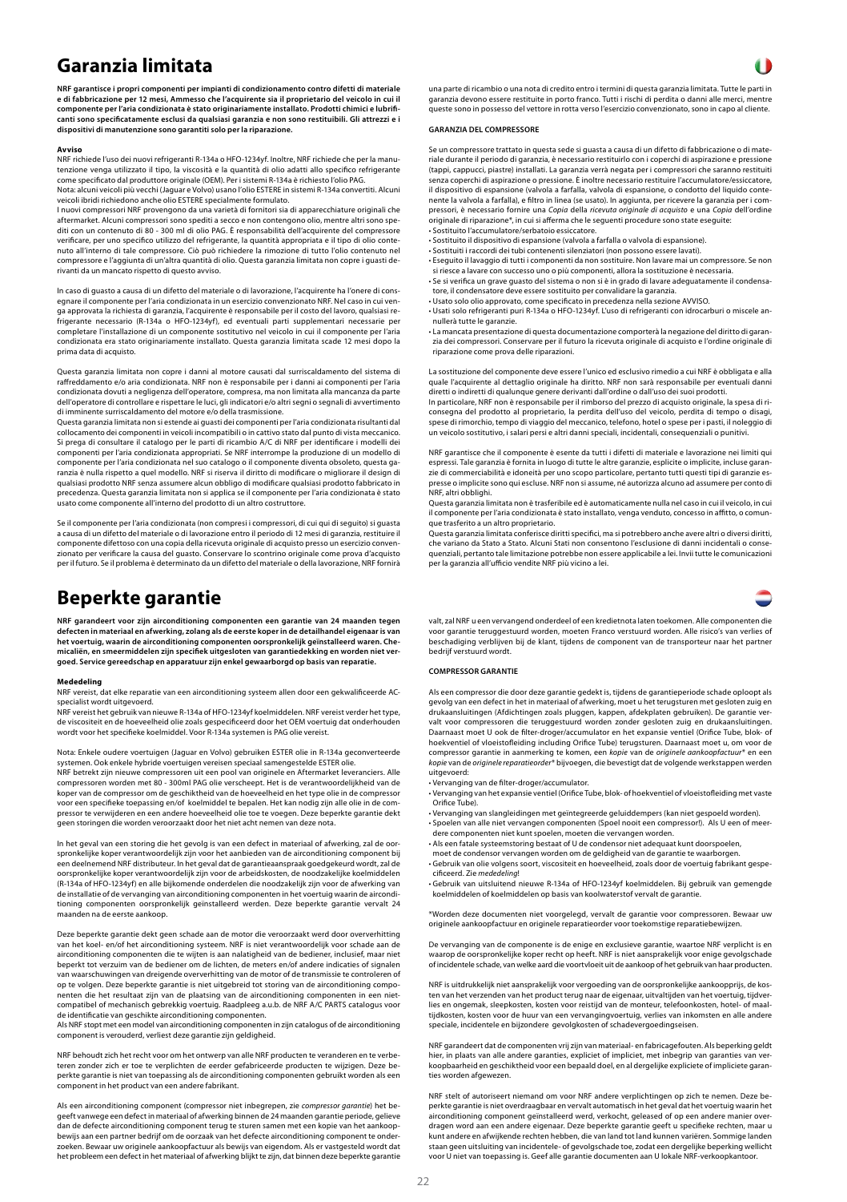# Garanzia limitata

**NRF garantisce i propri componenti per impianti di condizionamento contro difetti di materiale e di fabbricazione per 12 mesi, Ammesso che l'acquirente sia il proprietario del veicolo in cui il componente per l'aria condizionata è stato originariamente installato. Prodotti chimici e lubrificanti sono specificatamente esclusi da qualsiasi garanzia e non sono restituibili. Gli attrezzi e i dispositivi di manutenzione sono garantiti solo per la riparazione.**

**Avviso**

NRF richiede l'uso dei nuovi refrigeranti R-134a o HFO-1234yf. Inoltre, NRF richiede che per la manutenzione venga utilizzato il tipo, la viscosità e la quantità di olio adatti allo specifico refrigerante come specificato dal produttore originale (OEM). Per i sistemi R-134a è richiesto l'olio PAG.

Nota: alcuni veicoli più vecchi (Jaguar e Volvo) usano l'olio ESTERE in sistemi R-134a convertiti. Alcuni veicoli ibridi richiedono anche olio ESTERE specialmente formulato.

I nuovi compressori NRF provengono da una varietà di fornitori sia di apparecchiature originali che aftermarket. Alcuni compressori sono spediti a secco e non contengono olio, mentre altri sono spediti con un contenuto di 80 - 300 ml di olio PAG. È responsabilità dell'acquirente del compressore verificare, per uno specifico utilizzo del refrigerante, la quantità appropriata e il tipo di olio contenuto all'interno di tale compressore. Ciò può richiedere la rimozione di tutto l'olio contenuto nel compressore e l'aggiunta di un'altra quantità di olio. Questa garanzia limitata non copre i guasti derivanti da un mancato rispetto di questo avviso.

In caso di guasto a causa di un difetto del materiale o di lavorazione, l'acquirente ha l'onere di consegnare il componente per l'aria condizionata in un esercizio convenzionato NRF. Nel caso in cui venga approvata la richiesta di garanzia, l'acquirente è responsabile per il costo del lavoro, qualsiasi refrigerante necessario (R-134a o HFO-1234yf), ed eventuali parti supplementari necessarie per completare l'installazione di un componente sostitutivo nel veicolo in cui il componente per l'aria condizionata era stato originariamente installato. Questa garanzia limitata scade 12 mesi dopo la prima data di acquisto.

Questa garanzia limitata non copre i danni al motore causati dal surriscaldamento del sistema di raffreddamento e/o aria condizionata. NRF non è responsabile per i danni ai componenti per l'aria condizionata dovuti a negligenza dell'operatore, compresa, ma non limitata alla mancanza da parte dell'operatore di controllare e rispettare le luci, gli indicatori e/o altri segni o segnali di avvertimento di imminente surriscaldamento del motore e/o della trasmissione.

Questa garanzia limitata non si estende ai guasti dei componenti per l'aria condizionata risultanti dal collocamento dei componenti in veicoli incompatibili o in cattivo stato dal punto di vista meccanico. Si prega di consultare il catalogo per le parti di ricambio A/C di NRF per identificare i modelli dei componenti per l'aria condizionata appropriati. Se NRF interrompe la produzione di un modello di componente per l'aria condizionata nel suo catalogo o il componente diventa obsoleto, questa garanzia è nulla rispetto a quel modello. NRF si riserva il diritto di modificare o migliorare il design di qualsiasi prodotto NRF senza assumere alcun obbligo di modificare qualsiasi prodotto fabbricato in precedenza. Questa garanzia limitata non si applica se il componente per l'aria condizionata è stato usato come componente all'interno del prodotto di un altro costruttore.

Se il componente per l'aria condizionata (non compresi i compressori, di cui qui di seguito) si guasta a causa di un difetto del materiale o di lavorazione entro il periodo di 12 mesi di garanzia, restituire il componente difettoso con una copia della ricevuta originale di acquisto presso un esercizio convenzionato per verificare la causa del guasto. Conservare lo scontrino originale come prova d'acquisto per il futuro. Se il problema è determinato da un difetto del materiale o della lavorazione, NRF fornirà una parte di ricambio o una nota di credito entro i termini di questa garanzia limitata. Tutte le parti in garanzia devono essere restituite in porto franco. Tutti i rischi di perdita o danni alle merci, mentre queste sono in possesso del vettore in rotta verso l'esercizio convenzionato, sono in capo al cliente.

**GARANZIA DEL COMPRESSORE**

Se un compressore trattato in questa sede si guasta a causa di un difetto di fabbricazione o di materiale durante il periodo di garanzia, è necessario restituirlo con i coperchi di aspirazione e pressione (tappi, cappucci, piastre) installati. La garanzia verrà negata per i compressori che saranno restituiti senza coperchi di aspirazione o pressione. È inoltre necessario restituire l'accumulatore/essiccatore, il dispositivo di espansione (valvola a farfalla, valvola di espansione, o condotto del liquido contenente la valvola a farfalla), e filtro in linea (se usato). In aggiunta, per ricevere la garanzia per i compressori, è necessario fornire una *Copia* della *ricevuta originale di acquisto* e una *Copia* dell'ordine originale di riparazione*, in cui si afferma che le seguenti procedure sono state eseguite:

- Sostituito l'accumulatore/serbatoio essiccatore.
- Sostituito il dispositivo di espansione (valvola a farfalla o valvola di espansione).
- Sostituiti i raccordi dei tubi contenenti silenziatori (non possono essere lavati).
- Eseguito il lavaggio di tutti i componenti da non sostituire. Non lavare mai un compressore. Se non si riesce a lavare con successo uno o più componenti, allora la sostituzione è necessaria.
- Se si verifica un grave guasto del sistema o non si è in grado di lavare adeguatamente il condensatore, il condensatore deve essere sostituito per convalidare la garanzia.
- Usato solo olio approvato, come specificato in precedenza nella sezione AVVISO.
- Usati solo refrigeranti puri R-134a o HFO-1234yf. L'uso di refrigeranti con idrocarburi o miscele annullerà tutte le garanzie.
- La mancata presentazione di questa documentazione comporterà la negazione del diritto di garanzia dei compressori. Conservare per il futuro la ricevuta originale di acquisto e l'ordine originale di riparazione come prova delle riparazioni.

La sostituzione del componente deve essere l'unico ed esclusivo rimedio a cui NRF è obbligata e alla quale l'acquirente al dettaglio originale ha diritto. NRF non sarà responsabile per eventuali danni diretti o indiretti di qualunque genere derivanti dall'ordine o dall'uso dei suoi prodotti.

In particolare, NRF non è responsabile per il rimborso del prezzo di acquisto originale, la spesa di riconsegna del prodotto al proprietario, la perdita dell'uso del veicolo, perdita di tempo o disagi, spese di rimorchio, tempo di viaggio del meccanico, telefono, hotel o spese per i pasti, il noleggio di un veicolo sostitutivo, i salari persi e altri danni speciali, incidentali, consequenziali o punitivi.

NRF garantisce che il componente è esente da tutti i difetti di materiale e lavorazione nei limiti qui espressi. Tale garanzia è fornita in luogo di tutte le altre garanzie, esplicite o implicite, incluse garanzie di commerciabilità e idoneità per uno scopo particolare, pertanto tutti questi tipi di garanzie espresse o implicite sono qui escluse. NRF non si assume, né autorizza alcuno ad assumere per conto di NRF, altri obblighi.

Questa garanzia limitata non è trasferibile ed è automaticamente nulla nel caso in cui il veicolo, in cui il componente per l'aria condizionata è stato installato, venga venduto, concesso in affitto, o comunque trasferito a un altro proprietario.

Questa garanzia limitata conferisce diritti specifici, ma si potrebbero anche avere altri o diversi diritti, che variano da Stato a Stato. Alcuni Stati non consentono l'esclusione di danni incidentali o consequenziali, pertanto tale limitazione potrebbe non essere applicabile a lei. Invii tutte le comunicazioni per la garanzia all'ufficio vendite NRF più vicino a lei.

# Beperkte garantie

**NRF garandeert voor zijn airconditioning componenten een garantie van 24 maanden tegen defecten in materiaal en afwerking, zolang als de eerste koper in de detailhandel eigenaar is van het voertuig, waarin de airconditioning componenten oorspronkelijk geïnstalleerd waren. Chemicaliën, en smeermiddelen zijn specifiek uitgesloten van garantiedekking en worden niet vergoed. Service gereedschap en apparatuur zijn enkel gewaarborgd op basis van reparatie.**

**Mededeling**

NRF vereist, dat elke reparatie van een airconditioning systeem allen door een gekwalificeerde AC-specialist wordt uitgevoerd.

NRF vereist het gebruik van nieuwe R-134a of HFO-1234yf koelmiddelen. NRF vereist verder het type, de viscositeit en de hoeveelheid olie zoals gespecificeerd door het OEM voertuig dat onderhouden wordt voor het specifieke koelmiddel. Voor R-134a systemen is PAG olie vereist.

Nota: Enkele oudere voertuigen (Jaguar en Volvo) gebruiken ESTER olie in R-134a geconverteerde systemen. Ook enkele hybride voertuigen vereisen speciaal samengestelde ESTER olie.

NRF betrekt zijn nieuwe compressoren uit een pool van originele en Aftermarket leveranciers. Alle compressoren worden met 80 - 300ml PAG olie verscheept. Het is de verantwoordelijkheid van de koper van de compressor om de geschiktheid van de hoeveelheid en het type olie in de compressor voor een specifieke toepassing en/of koelmiddel te bepalen. Het kan nodig zijn alle olie in de compressor te verwijderen en een andere hoeveelheid olie toe te voegen. Deze beperkte garantie dekt geen storingen die worden veroorzaakt door het niet acht nemen van deze nota.

In het geval van een storing die het gevolg is van een defect in materiaal of afwerking, zal de oorspronkelijke koper verantwoordelijk zijn voor het aanbieden van de airconditioning component bij een deelnemend NRF distributeur. In het geval dat de garantieaanspraak goedgekeurd wordt, zal de oorspronkelijke koper verantwoordelijk zijn voor de arbeidskosten, de noodzakelijke koelmiddelen (R-134a of HFO-1234yf) en alle bijkomende onderdelen die noodzakelijk zijn voor de afwerking van de installatie of de vervanging van airconditioning componenten in het voertuig waarin de airconditioning componenten oorspronkelijk geïnstalleerd werden. Deze beperkte garantie vervalt 24 maanden na de eerste aankoop.

Deze beperkte garantie dekt geen schade aan de motor die veroorzaakt werd door oververhitting van het koel- en/of het airconditioning systeem. NRF is niet verantwoordelijk voor schade aan de airconditioning componenten die te wijten is aan nalatigheid van de bediener, inclusief, maar niet beperkt tot verzuim van de bediener om de lichten, de meters en/of andere indicaties of signalen van waarschuwingen van dreigende oververhitting van de motor of de transmissie te controleren of op te volgen. Deze beperkte garantie is niet uitgebreid tot storing van de airconditioning componenten die het resultaat zijn van de plaatsing van de airconditioning componenten in een niet-compatibel of mechanisch gebrekkig voertuig. Raadpleeg a.u.b. de NRF A/C PARTS catalogus voor de identificatie van geschikte airconditioning componenten.

Als NRF stopt met een model van airconditioning componenten in zijn catalogus of de airconditioning component is verouderd, verliest deze garantie zijn geldigheid.

NRF behoudt zich het recht voor om het ontwerp van alle NRF producten te veranderen en te verbeteren zonder zich er toe te verplichten de eerder gefabriceerde producten te wijzigen. Deze beperkte garantie is niet van toepassing als de airconditioning componenten gebruikt worden als een component in het product van een andere fabrikant.

Als een airconditioning component (compressor niet inbegrepen, zie *compressor garantie*) het begeeft vanwege een defect in materiaal of afwerking binnen de 24 maanden garantie periode, gelieve dan de defecte airconditioning component terug te sturen samen met een kopie van het aankoopbewijs aan een partner bedrijf om de oorzaak van het defecte airconditioning component te onderzoeken. Bewaar uw originele aankoopfactuur als bewijs van eigendom. Als er vastgesteld wordt dat het probleem een defect in het materiaal of afwerking blijkt te zijn, dat binnen deze beperkte garantie valt, zal NRF u een vervangend onderdeel of een kredietnota laten toekomen. Alle componenten die voor garantie teruggestuurd worden, moeten Franco verstuurd worden. Alle risico's van verlies of beschadiging verblijven bij de klant, tijdens de component van de transporteur naar het partner bedrijf verstuurd wordt.

**COMPRESSOR GARANTIE**

Als een compressor die door deze garantie gedekt is, tijdens de garantieperiode schade oploopt als gevolg van een defect in het in materiaal of afwerking, moet u het terugsturen met gesloten zuig en drukaansluitingen (Afdichtingen zoals pluggen, kappen, afdekplaten gebruiken). De garantie vervalt voor compressoren die teruggestuurd worden zonder gesloten zuig en drukaansluitingen. Daarnaast moet U ook de filter-droger/accumulator en het expansie ventiel (Orifice Tube, blok- of hoekventiel of vloeistofleiding including Orifice Tube) terugsturen. Daarnaast moet u, om voor de compressor garantie in aanmerking te komen, een *kopie* van de *originele aankoopfactuur** en een *kopie* van de *originele reparatieorder** bijvoegen, die bevestigt dat de volgende werkstappen werden uitgevoerd:

- Vervanging van de filter-droger/accumulator.
- Vervanging van het expansie ventiel (Orifice Tube, blok- of hoekventiel of vloeistofleiding met vaste Orifice Tube).
- Vervanging van slangleidingen met geïntegreerde geluiddempers (kan niet gespoeld worden).
- Spoelen van alle niet vervangen componenten (Spoel nooit een compressor!). Als U een of meerdere componenten niet kunt spoelen, moeten die vervangen worden.
- Als een fatale systeemstoring bestaat of U de condensor niet adequaat kunt doorspoelen, moet de condensor vervangen worden om de geldigheid van de garantie te waarborgen.
- Gebruik van olie volgens soort, viscositeit en hoeveelheid, zoals door de voertuig fabrikant gespecificeerd. Zie *mededeling*!
- Gebruik van uitsluitend nieuwe R-134a of HFO-1234yf koelmiddelen. Bij gebruik van gemengde koelmiddelen of koelmiddelen op basis van koolwaterstof vervalt de garantie.

*Worden deze documenten niet voorgelegd, vervalt de garantie voor compressoren. Bewaar uw originele aankoopfactuur en originele reparatieorder voor toekomstige reparatiebewijzen.

De vervanging van de componente is de enige en exclusieve garantie, waartoe NRF verplicht is en waarop de oorspronkelijke koper recht op heeft. NRF is niet aansprakelijk voor enige gevolgschade of incidentele schade, van welke aard die voortvloeit uit de aankoop of het gebruik van haar producten.

NRF is uitdrukkelijk niet aansprakelijk voor vergoeding van de oorspronkelijke aankoopprijs, de kosten van het verzenden van het product terug naar de eigenaar, uitvaltijden van het voertuig, tijdverlies en ongemak, sleepkosten, kosten voor reistijd van de monteur, telefoonkosten, hotel- of maaltijdkosten, kosten voor de huur van een vervangingvoertuig, verlies van inkomsten en alle andere speciale, incidentele en bijzondere gevolgkosten of schadevergoedingseisen.

NRF garandeert dat de componenten vrij zijn van materiaal- en fabricagefouten. Als beperking geldt hier, in plaats van alle andere garanties, expliciet of impliciet, met inbegrip van garanties van verkoopbaarheid en geschiktheid voor een bepaald doel, en al dergelijke expliciete of impliciete garanties worden afgewezen.

NRF stelt of autoriseert niemand om voor NRF andere verplichtingen op zich te nemen. Deze beperkte garantie is niet overdraagbaar en vervalt automatisch in het geval dat het voertuig waarin het airconditioning component geïnstalleerd werd, verkocht, geleased of op een andere manier overdragen word aan een andere eigenaar. Deze beperkte garantie geeft u specifieke rechten, maar u kunt andere en afwijkende rechten hebben, die van land tot land kunnen variëren. Sommige landen staan geen uitsluiting van incidentele- of gevolgschade toe, zodat een dergelijke beperking wellicht voor U niet van toepassing is. Geef alle garantie documenten aan U lokale NRF-verkoopkantoor.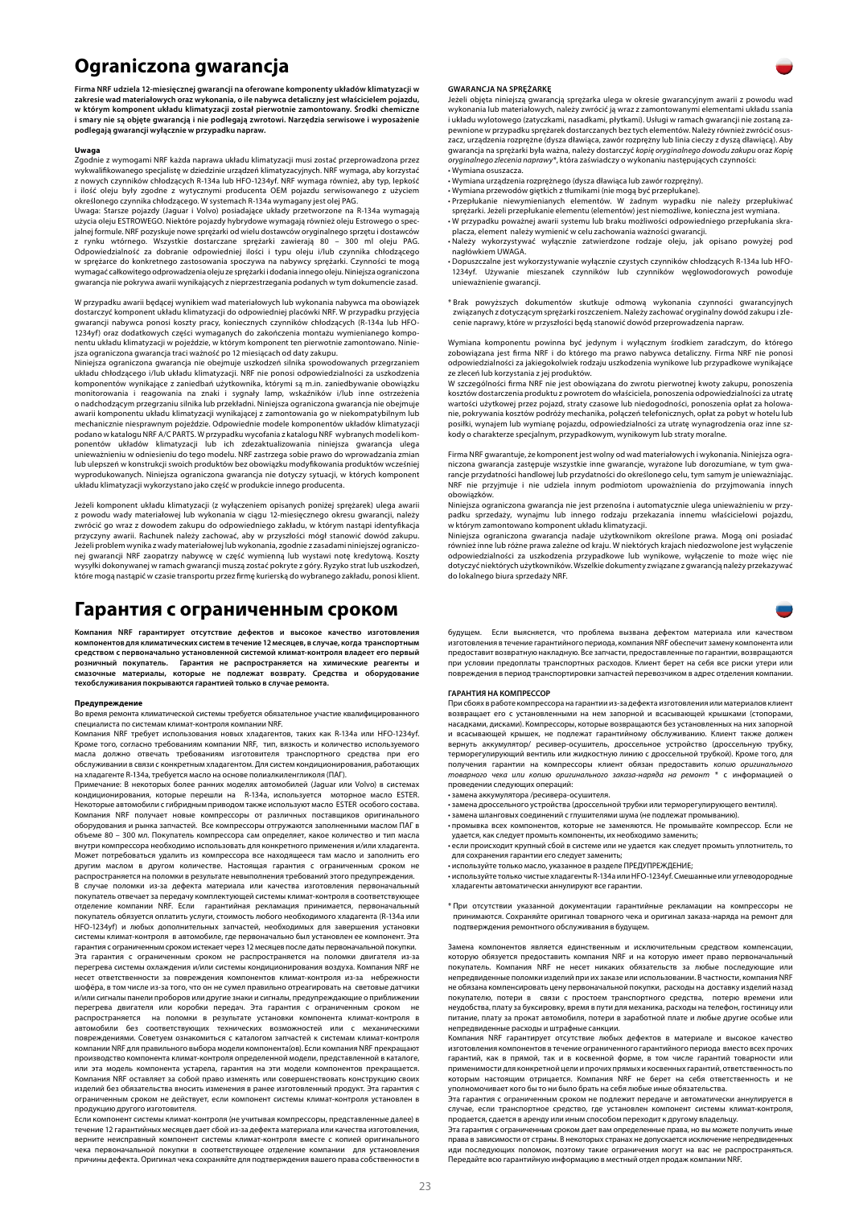# Ograniczona gwarancja

**Firma NRF udziela 12-miesięcznej gwarancji na oferowane komponenty układów klimatyzacji w zakresie wad materiałowych oraz wykonania, o ile nabywca detaliczny jest właścicielem pojazdu, w którym komponent układu klimatyzacji został pierwotnie zamontowany. Środki chemiczne i smary nie są objęte gwarancją i nie podlegają zwrotowi. Narzędzia serwisowe i wyposażenie podlegają gwarancji wyłącznie w przypadku napraw.**

**Uwaga**

Zgodnie z wymogami NRF każda naprawa układu klimatyzacji musi zostać przeprowadzona przez wykwalifikowanego specjalistę w dziedzinie urządzeń klimatyzacyjnych. NRF wymaga, aby korzystać z nowych czynników chłodzących R-134a lub HFO-1234yf. NRF wymaga również, aby typ, lepkość i ilość oleju były zgodne z wytycznymi producenta OEM pojazdu serwisowanego z użyciem określonego czynnika chłodzącego. W systemach R-134a wymagany jest olej PAG.

Uwaga: Starsze pojazdy (Jaguar i Volvo) posiadające układy przetworzone na R-134a wymagają użycia oleju ESTROWEGO. Niektóre pojazdy hybrydowe wymagają również oleju Estrowego o specjalnej formule. NRF pozyskuje nowe sprężarki od wielu dostawców oryginalnego sprzętu i dostawców z rynku wtórnego. Wszystkie dostarczane sprężarki zawierają 80 – 300 ml oleju PAG. Odpowiedzialność za dobranie odpowiedniej ilości i typu oleju i/lub czynnika chłodzącego w sprężarce do konkretnego zastosowania spoczywa na nabywcy sprężarki. Czynności te mogą wymagać całkowitego odprowadzenia oleju ze sprężarki i dodania innego oleju. Niniejsza ograniczona gwarancja nie pokrywa awarii wynikających z nieprzestrzegania podanych w tym dokumencie zasad.

W przypadku awarii będącej wynikiem wad materiałowych lub wykonania nabywca ma obowiązek dostarczyć komponent układu klimatyzacji do odpowiedniej placówki NRF. W przypadku przyjęcia gwarancji nabywca ponosi koszty pracy, koniecznych czynników chłodzących (R-134a lub HFO-1234yf) oraz dodatkowych części wymaganych do zakończenia montażu wymienianego komponentu układu klimatyzacji w pojeździe, w którym komponent ten pierwotnie zamontowano. Niniejsza ograniczona gwarancja traci ważność po 12 miesiącach od daty zakupu.

Niniejsza ograniczona gwarancja nie obejmuje uszkodzeń silnika spowodowanych przegrzaniem układu chłodzącego i/lub układu klimatyzacji. NRF nie ponosi odpowiedzialności za uszkodzenia komponentów wynikające z zaniedbań użytkownika, którymi są m.in. zaniedbywanie obowiązku monitorowania i reagowania na znaki i sygnały lamp, wskaźników i/lub inne ostrzeżenia o nadchodzącym przegrzaniu silnika lub przekładni. Niniejsza ograniczona gwarancja nie obejmuje awarii komponentu układu klimatyzacji wynikającej z zamontowania go w niekompatybilnym lub mechanicznie niesprawnym pojeździe. Odpowiednie modele komponentów układów klimatyzacji podano w katalogu NRF A/C PARTS. W przypadku wycofania z katalogu NRF wybranych modeli komponentów układów klimatyzacji lub ich zdezaktualizowania niniejsza gwarancja ulega unieważnieniu w odniesieniu do tego modelu. NRF zastrzega sobie prawo do wprowadzania zmian lub ulepszeń w konstrukcji swoich produktów bez obowiązku modyfikowania produktów wcześniej wyprodukowanych. Niniejsza ograniczona gwarancja nie dotyczy sytuacji, w których komponent układu klimatyzacji wykorzystano jako część w produkcie innego producenta.

Jeżeli komponent układu klimatyzacji (z wyłączeniem opisanych poniżej sprężarek) ulega awarii z powodu wady materiałowej lub wykonania w ciągu 12-miesięcznego okresu gwarancji, należy zwrócić go wraz z dowodem zakupu do odpowiedniego zakładu, w którym nastąpi identyfikacja przyczyny awarii. Rachunek należy zachować, aby w przyszłości mógł stanowić dowód zakupu. Jeżeli problem wynika z wady materiałowej lub wykonania, zgodnie z zasadami niniejszej ograniczonej gwarancji NRF zaopatrzy nabywcę w część wymienną lub wystawi notę kredytową. Koszty wysyłki dokonywanej w ramach gwarancji muszą zostać pokryte z góry. Ryzyko strat lub uszkodzeń, które mogą nastąpić w czasie transportu przez firmę kurierską do wybranego zakładu, ponosi klient.

**GWARANCJA NA SPRĘŻARKĘ**

Jeżeli objęta niniejszą gwarancją sprężarka ulega w okresie gwarancyjnym awarii z powodu wad wykonania lub materiałowych, należy zwrócić ją wraz z zamontowanymi elementami układu ssania i układu wylotowego (zatyczkami, nasadkami, płytkami). Usługi w ramach gwarancji nie zostaną zapewnione w przypadku sprężarek dostarczanych bez tych elementów. Należy również zwrócić osuszacz, urządzenia rozprężne (dysza dławiąca, zawór rozprężny lub linia cieczy z dyszą dławiącą). Aby gwarancja na sprężarki była ważna, należy dostarczyć *kopię oryginalnego dowodu zakupu* oraz *Kopię oryginalnego zlecenia naprawy*\*, która zaświadczy o wykonaniu następujących czynności:

- Wymiana osuszacza.
- Wymiana urządzenia rozprężnego (dysza dławiąca lub zawór rozprężny).
- Wymiana przewodów giętkich z tłumikami (nie mogą być przepłukane).
- Przepłukanie niewymienianych elementów. W żadnym wypadku nie należy przepłukiwać sprężarki. Jeżeli przepłukanie elementu (elementów) jest niemożliwe, konieczna jest wymiana.
- W przypadku poważnej awarii systemu lub braku możliwości odpowiedniego przepłukania skraplacza, element należy wymienić w celu zachowania ważności gwarancji.
- Należy wykorzystywać wyłącznie zatwierdzone rodzaje oleju, jak opisano powyżej pod nagłówkiem UWAGA.
- Dopuszczalne jest wykorzystywanie wyłącznie czystych czynników chłodzących R-134a lub HFO-1234yf. Używanie mieszanek czynników lub czynników węglowodorowych powoduje unieważnienie gwarancji.

\* Brak powyższych dokumentów skutkuje odmową wykonania czynności gwarancyjnych związanych z dotyczącym sprężarki roszczeniem. Należy zachować oryginalny dowód zakupu i zlecenie naprawy, które w przyszłości będą stanowić dowód przeprowadzenia napraw.

Wymiana komponentu powinna być jedynym i wyłącznym środkiem zaradczym, do którego zobowiązana jest firma NRF i do którego ma prawo nabywca detaliczny. Firma NRF nie ponosi odpowiedzialności za jakiegokolwiek rodzaju uszkodzenia wynikowe lub przypadkowe wynikające ze zleceń lub korzystania z jej produktów.

W szczególności firma NRF nie jest obowiązana do zwrotu pierwotnej kwoty zakupu, ponoszenia kosztów dostarczenia produktu z powrotem do właściciela, ponoszenia odpowiedzialności za utratę wartości użytkowej przez pojazd, straty czasowe lub niedogodności, ponoszenia opłat za holowanie, pokrywania kosztów podróży mechanika, połączeń telefonicznych, opłat za pobyt w hotelu lub posiłki, wynajem lub wymianę pojazdu, odpowiedzialności za utratę wynagrodzenia oraz inne szkody o charakterze specjalnym, przypadkowym, wynikowym lub straty moralne.

Firma NRF gwarantuje, że komponent jest wolny od wad materiałowych i wykonania. Niniejsza ograniczona gwarancja zastępuje wszystkie inne gwarancje, wyrażone lub dorozumiane, w tym gwarancje przydatności handlowej lub przydatności do określonego celu, tym samym je unieważniając. NRF nie przyjmuje i nie udziela innym podmiotom upoważnienia do przyjmowania innych obowiązków.

Niniejsza ograniczona gwarancja nie jest przenośna i automatycznie ulega unieważnieniu w przypadku sprzedaży, wynajmu lub innego rodzaju przekazania innemu właścicielowi pojazdu, w którym zamontowano komponent układu klimatyzacji.

Niniejsza ograniczona gwarancja nadaje użytkownikom określone prawa. Mogą oni posiadać również inne lub różne prawa zależne od kraju. W niektórych krajach niedozwolone jest wyłączenie odpowiedzialności za uszkodzenia przypadkowe lub wynikowe, wyłączenie to może więc nie dotyczyć niektórych użytkowników. Wszelkie dokumenty związane z gwarancją należy przekazywać do lokalnego biura sprzedaży NRF.

# Гарантия с ограниченным сроком

**Компания NRF гарантирует отсутствие дефектов и высокое качество изготовления компонентов для климатических систем в течение 12 месяцев, в случае, когда транспортным средством с первоначально установленной системой климат-контроля владеет его первый розничный покупатель. Гарантия не распространяется на химические реагенты и смазочные материалы, которые не подлежат возврату. Средства и оборудование техобслуживания покрываются гарантией только в случае ремонта.**

**Предупреждение**

Во время ремонта климатической системы требуется обязательное участие квалифицированного специалиста по системам климат-контроля компании NRF.

Компания NRF требует использования новых хладагентов, таких как R-134a или HFO-1234yf. Кроме того, согласно требованиям компании NRF, тип, вязкость и количество используемого масла должно отвечать требованиям изготовителя транспортного средства при его обслуживании в связи с конкретным хладагентом. Для систем кондиционирования, работающих на хладагенте R-134a, требуется масло на основе полиалкиленгликоля (ПАГ).

Примечание: В некоторых более ранних моделях автомобилей (Jaguar или Volvo) в системах кондиционирования, которые перешли на R-134a, используется моторное масло ESTER. Некоторые автомобили с гибридным приводом также используют масло ESTER особого состава. Компания NRF получает новые компрессоры от различных поставщиков оригинального оборудования и рынка запчастей. Все компрессоры отгружаются заполненными маслом ПАГ в объеме 80 – 300 мл. Покупатель компрессора сам определяет, какое количество и тип масла внутри компрессора необходимо использовать для конкретного применения и/или хладагента. Может потребоваться удалить из компрессора все находящееся там масло и заполнить его другим маслом в другом количестве. Настоящая гарантия с ограниченным сроком не распространяется на поломки в результате невыполнения требований этого предупреждения.

В случае поломки из-за дефекта материала или качества изготовления первоначальный покупатель отвечает за передачу комплектующей системы климат-контроля в соответствующее отделение компании NRF. Если гарантийная рекламация принимается, первоначальный покупатель обязуется оплатить услуги, стоимость любого необходимого хладагента (R-134a или HFO-1234yf) и любых дополнительных запчастей, необходимых для завершения установки системы климат-контроля в автомобиле, где первоначально был установлен ее компонент. Эта гарантия с ограниченным сроком истекает через 12 месяцев после даты первоначальной покупки.

Эта гарантия с ограниченным сроком не распространяется на поломки двигателя из-за перегрева системы охлаждения и/или системы кондиционирования воздуха. Компания NRF не несет ответственности за повреждения компонентов климат-контроля из-за небрежности шофёра, в том числе из-за того, что он не сумел правильно отреагировать на световые датчики и/или сигналы панели приборов или другие знаки и сигналы, предупреждающие о приближении перегрева двигателя или коробки передач. Эта гарантия с ограниченным сроком не распространяется на поломки в результате установки компонента климат-контроля в автомобили без соответствующих технических возможностей или с механическими повреждениями. Советуем ознакомиться с каталогом запчастей к системам климат-контроля компании NRF для правильного выбора модели компонента(ов). Если компания NRF прекращают производство компонента климат-контроля определенной модели, представленной в каталоге, или эта модель компонента устарела, гарантия на эти модели компонентов прекращается. Компания NRF оставляет за собой право изменять или совершенствовать конструкцию своих изделий без обязательства вносить изменения в ранее изготовленный продукт. Эта гарантия с ограниченным сроком не действует, если компонент системы климат-контроля установлен в продукцию другого изготовителя.

Если компонент системы климат-контроля (не учитывая компрессоры, представленные далее) в течение 12 гарантийных месяцев дает сбой из-за дефекта материала или качества изготовления, верните неисправный компонент системы климат-контроля вместе с копией оригинального чека первоначальной покупки в соответствующее отделение компании для установления причины дефекта. Оригинал чека сохраняйте для подтверждения вашего права собственности в будущем. Если выясняется, что проблема вызвана дефектом материала или качеством изготовления в течение гарантийного периода, компания NRF обеспечит замену компонента или предоставит возвратную накладную. Все запчасти, предоставленные по гарантии, возвращаются при условии предоплаты транспортных расходов. Клиент берет на себя все риски утери или повреждения в период транспортировки запчастей перевозчиком в адрес отделения компании.

**ГАРАНТИЯ НА КОМПРЕССОР**

При сбоях в работе компрессора на гарантии из-за дефекта изготовления или материалов клиент возвращает его с установленными на нем запорной и всасывающей крышками (стопорами, насадками, дисками). Компрессоры, которые возвращаются без установленных на них запорной и всасывающей крышек, не подлежат гарантийному обслуживанию. Клиент также должен вернуть аккумулятор/ ресивер-осушитель, дроссельное устройство (дроссельную трубку, терморегулирующий вентиль или жидкостную линию с дроссельной трубкой). Кроме того, для получения гарантии на компрессоры клиент обязан предоставить *копию оригинального товарного чека или копию оригинального заказа-наряда на ремонт* \* с информацией о проведении следующих операций:

- замена аккумулятора /ресивера-осушителя.
- замена дроссельного устройства (дроссельной трубки или терморегулирующего вентиля).
- замена шланговых соединений с глушителями шума (не подлежат промыванию).
- промывка всех компонентов, которые не заменяются. Не промывайте компрессор. Если не удается, как следует промыть компоненты, их необходимо заменить;
- если происходит крупный сбой в системе или не удается как следует промыть уплотнитель, то для сохранения гарантии его следует заменить;
- используйте только масло, указанное в разделе ПРЕДУПРЕЖДЕНИЕ;
- используйте только чистые хладагенты R-134a или HFO-1234yf. Смешанные или углеводородные хладагенты автоматически аннулируют все гарантии.

\* При отсутствии указанной документации гарантийные рекламации на компрессоры не принимаются. Сохраняйте оригинал товарного чека и оригинал заказа-наряда на ремонт для подтверждения ремонтного обслуживания в будущем.

Замена компонентов является единственным и исключительным средством компенсации, которую обязуется предоставить компания NRF и на которую имеет право первоначальный покупатель. Компания NRF не несет никаких обязательств за любые последующие или непредвиденные поломки изделий при их заказе или использовании. В частности, компания NRF не обязана компенсировать цену первоначальной покупки, расходы на доставку изделий назад покупателю, потери в связи с простоем транспортного средства, потерю времени или неудобства, плату за буксировку, время в пути для механика, расходы на телефон, гостиницу или питание, плату за прокат автомобиля, потери в заработной плате и любые другие особые или непредвиденные расходы и штрафные санкции.

Компания NRF гарантирует отсутствие любых дефектов в материале и высокое качество изготовления компонентов в течение ограниченного гарантийного периода вместо всех прочих гарантий, как в прямой, так и в косвенной форме, в том числе гарантий товарности или применимости для конкретной цели и прочих прямых и косвенных гарантий, ответственность по которым настоящим отрицается. Компания NRF не берет на себя ответственность и не уполномочивает кого бы то ни было брать на себя любые иные обязательства.

Эта гарантия с ограниченным сроком не подлежит передаче и автоматически аннулируется в случае, если транспортное средство, где установлен компонент системы климат-контроля, продается, сдается в аренду или иным способом переходит к другому владельцу.

Эта гарантия с ограниченным сроком дает вам определенные права, но вы можете получить иные права в зависимости от страны. В некоторых странах не допускается исключение непредвиденных или последующих поломок, поэтому такие ограничения могут на вас не распространяться. Передайте всю гарантийную информацию в местный отдел продаж компании NRF.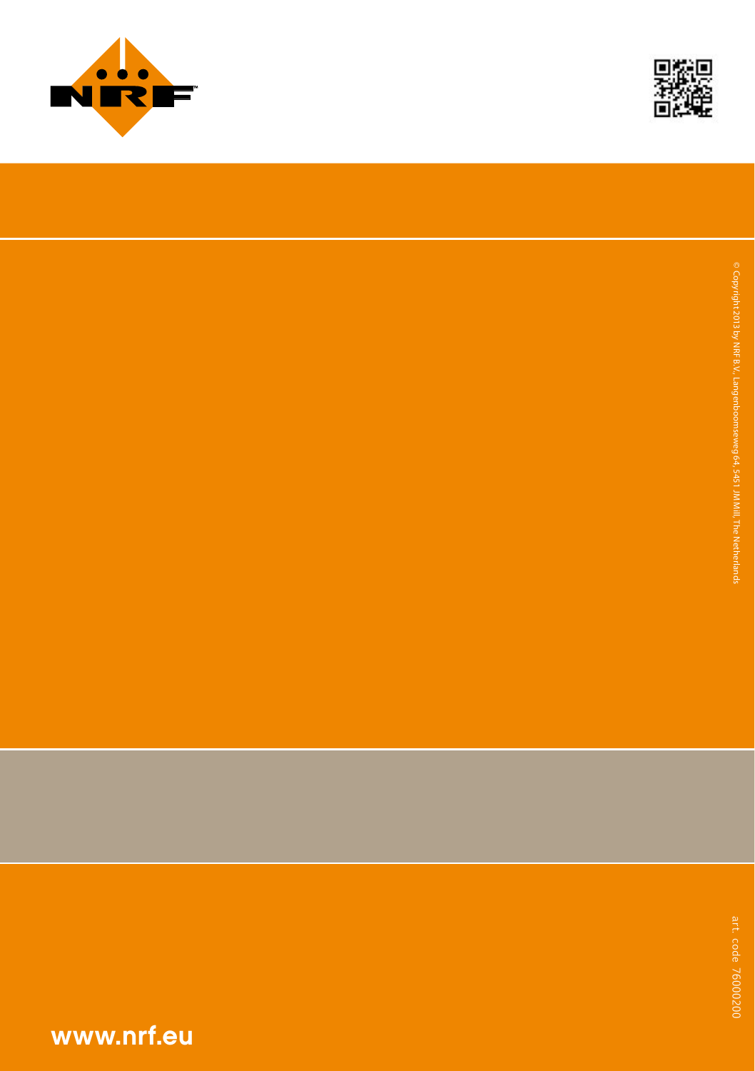NRF™

© Copyright 2013 by NRF B.V., Langenboomseweg 64, 5451 JM Mill, The Netherlands

art. code 76000200

www.nrf.eu